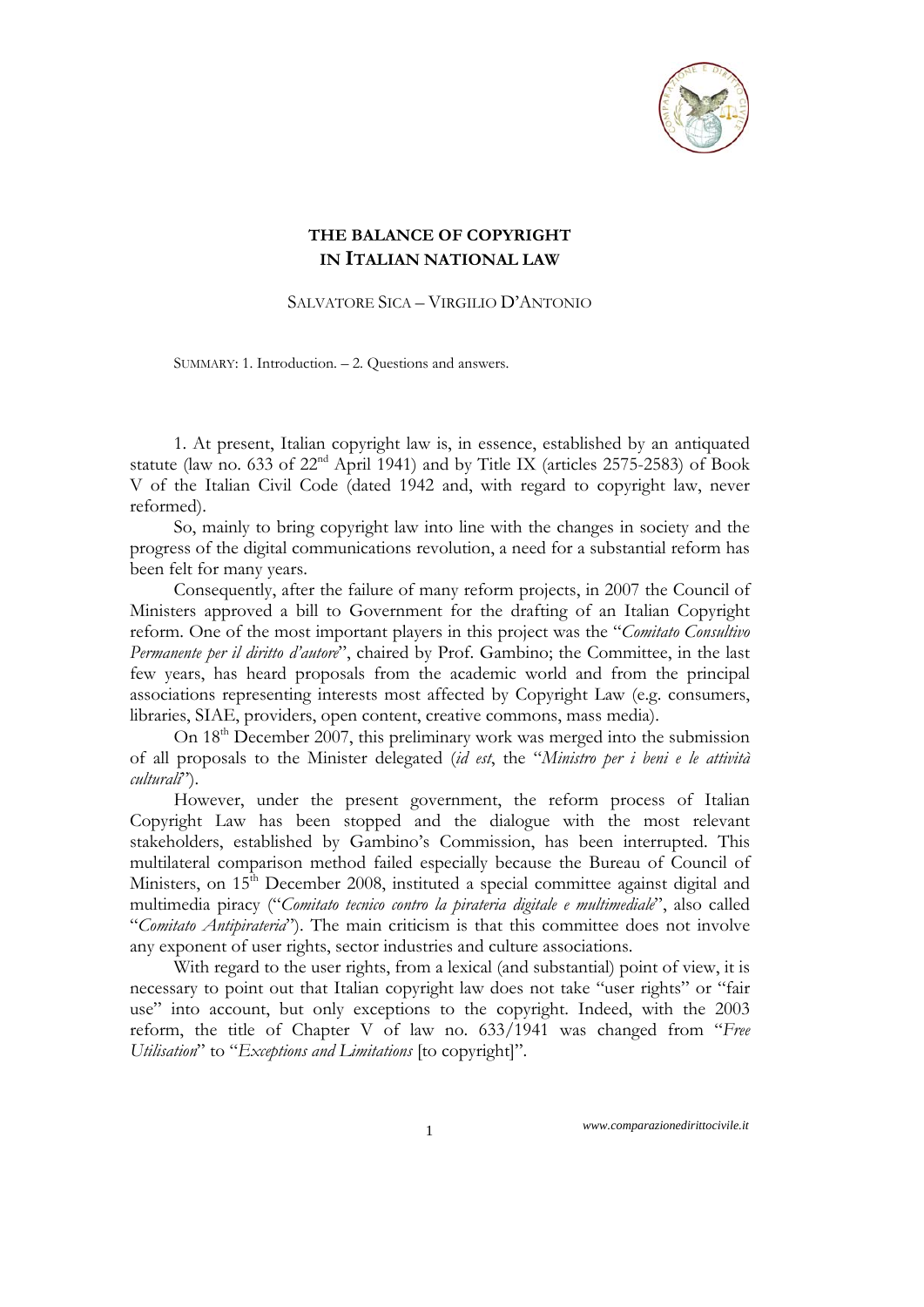# THE BALANCE OF COPYRIGHT IN ITALIAN NATIONAL LAW

SALVATORE SICA – VIRGILIO D'ANTONIO

SUMMARY: 1. Introduction. – 2. Questions and answers.

1. At present, Italian copyright law is, in essence, established by an antiquated statute (law no. 633 of 22nd April 1941) and by Title IX (articles 2575-2583) of Book V of the Italian Civil Code (dated 1942 and, with regard to copyright law, never reformed).

So, mainly to bring copyright law into line with the changes in society and the progress of the digital communications revolution, a need for a substantial reform has been felt for many years.

Consequently, after the failure of many reform projects, in 2007 the Council of Ministers approved a bill to Government for the drafting of an Italian Copyright reform. One of the most important players in this project was the "*Comitato Consultivo Permanente per il diritto d'autore*", chaired by Prof. Gambino; the Committee, in the last few years, has heard proposals from the academic world and from the principal associations representing interests most affected by Copyright Law (e.g. consumers, libraries, SIAE, providers, open content, creative commons, mass media).

On 18th December 2007, this preliminary work was merged into the submission of all proposals to the Minister delegated (*id est*, the "*Ministro per i beni e le attività culturali*").

However, under the present government, the reform process of Italian Copyright Law has been stopped and the dialogue with the most relevant stakeholders, established by Gambino's Commission, has been interrupted. This multilateral comparison method failed especially because the Bureau of Council of Ministers, on 15th December 2008, instituted a special committee against digital and multimedia piracy ("*Comitato tecnico contro la pirateria digitale e multimediale*", also called "*Comitato Antipirateria*"). The main criticism is that this committee does not involve any exponent of user rights, sector industries and culture associations.

With regard to the user rights, from a lexical (and substantial) point of view, it is necessary to point out that Italian copyright law does not take "user rights" or "fair use" into account, but only exceptions to the copyright. Indeed, with the 2003 reform, the title of Chapter V of law no. 633/1941 was changed from "*Free Utilisation*" to "*Exceptions and Limitations* [to copyright]".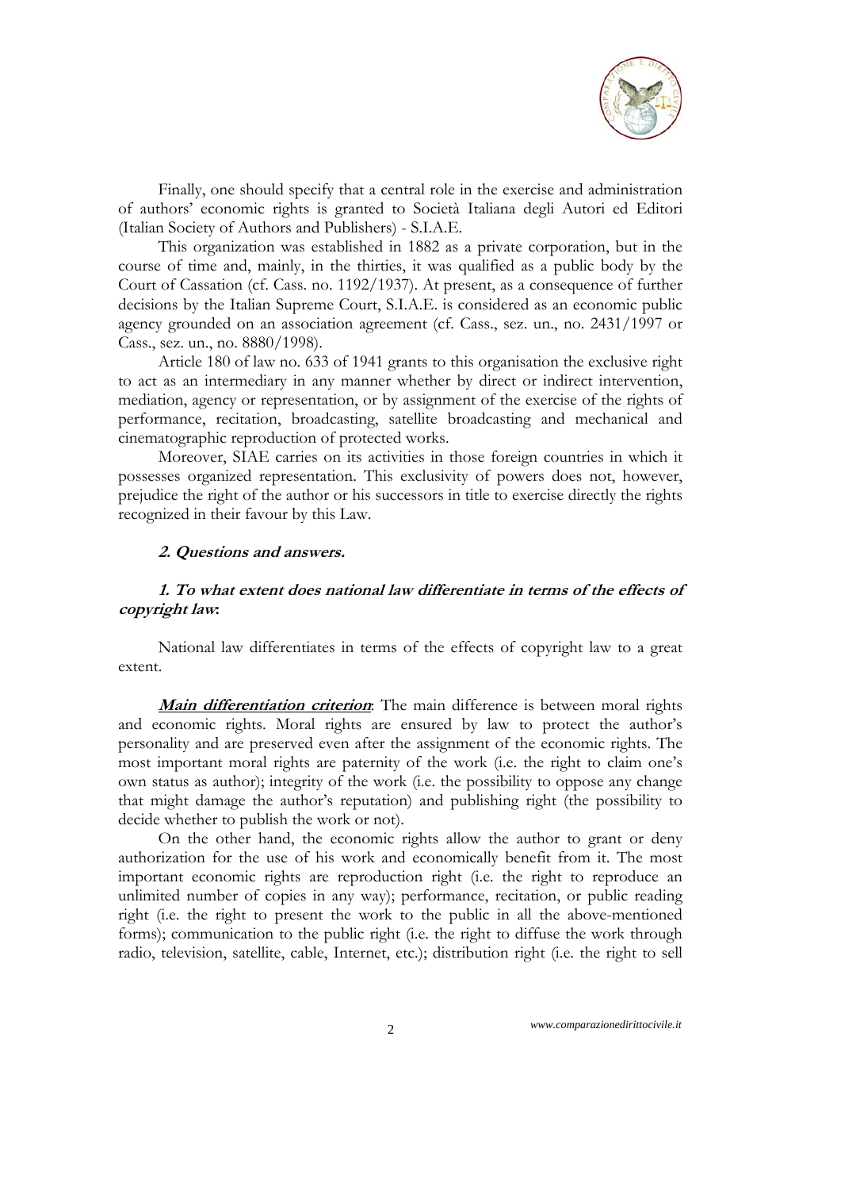Finally, one should specify that a central role in the exercise and administration of authors' economic rights is granted to Società Italiana degli Autori ed Editori (Italian Society of Authors and Publishers) - S.I.A.E.

This organization was established in 1882 as a private corporation, but in the course of time and, mainly, in the thirties, it was qualified as a public body by the Court of Cassation (cf. Cass. no. 1192/1937). At present, as a consequence of further decisions by the Italian Supreme Court, S.I.A.E. is considered as an economic public agency grounded on an association agreement (cf. Cass., sez. un., no. 2431/1997 or Cass., sez. un., no. 8880/1998).

Article 180 of law no. 633 of 1941 grants to this organisation the exclusive right to act as an intermediary in any manner whether by direct or indirect intervention, mediation, agency or representation, or by assignment of the exercise of the rights of performance, recitation, broadcasting, satellite broadcasting and mechanical and cinematographic reproduction of protected works.

Moreover, SIAE carries on its activities in those foreign countries in which it possesses organized representation. This exclusivity of powers does not, however, prejudice the right of the author or his successors in title to exercise directly the rights recognized in their favour by this Law.

## *2. Questions and answers.*

### *1. To what extent does national law differentiate in terms of the effects of copyright law:*

National law differentiates in terms of the effects of copyright law to a great extent.

***Main differentiation criterion***: The main difference is between moral rights and economic rights. Moral rights are ensured by law to protect the author's personality and are preserved even after the assignment of the economic rights. The most important moral rights are paternity of the work (i.e. the right to claim one's own status as author); integrity of the work (i.e. the possibility to oppose any change that might damage the author's reputation) and publishing right (the possibility to decide whether to publish the work or not).

On the other hand, the economic rights allow the author to grant or deny authorization for the use of his work and economically benefit from it. The most important economic rights are reproduction right (i.e. the right to reproduce an unlimited number of copies in any way); performance, recitation, or public reading right (i.e. the right to present the work to the public in all the above-mentioned forms); communication to the public right (i.e. the right to diffuse the work through radio, television, satellite, cable, Internet, etc.); distribution right (i.e. the right to sell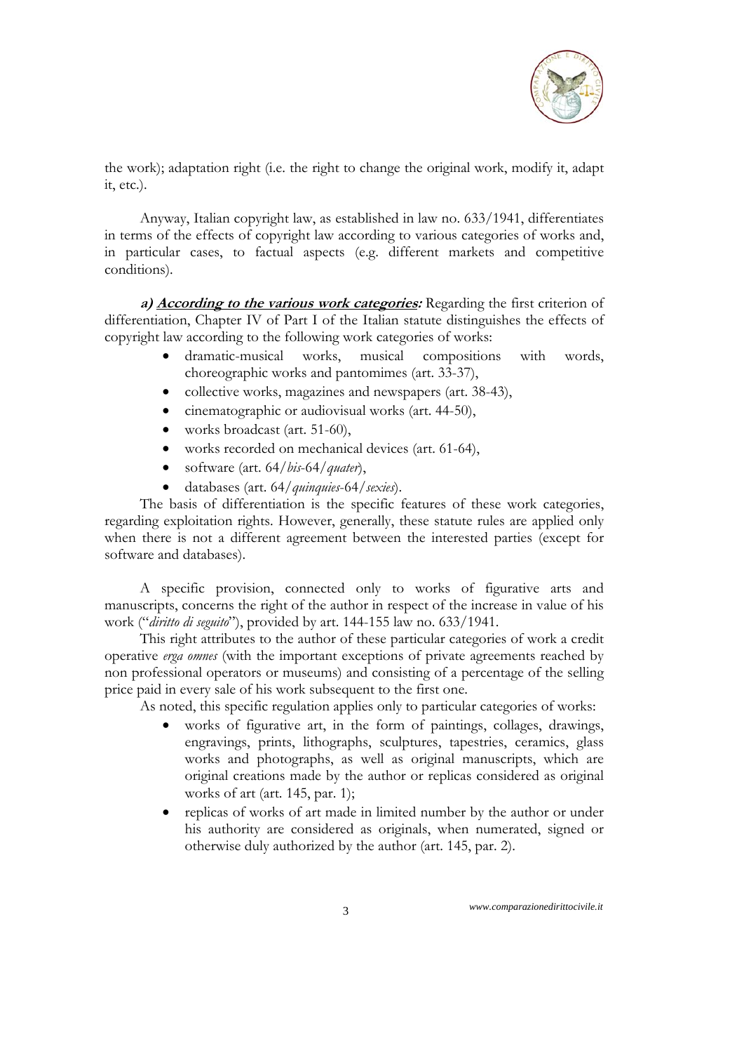the work); adaptation right (i.e. the right to change the original work, modify it, adapt it, etc.).

Anyway, Italian copyright law, as established in law no. 633/1941, differentiates in terms of the effects of copyright law according to various categories of works and, in particular cases, to factual aspects (e.g. different markets and competitive conditions).

***a) According to the various work categories:*** Regarding the first criterion of differentiation, Chapter IV of Part I of the Italian statute distinguishes the effects of copyright law according to the following work categories of works:

- dramatic-musical works, musical compositions with words, choreographic works and pantomimes (art. 33-37),
- collective works, magazines and newspapers (art. 38-43),
- cinematographic or audiovisual works (art. 44-50),
- works broadcast (art. 51-60),
- works recorded on mechanical devices (art. 61-64),
- software (art. 64/*bis*-64/*quater*),
- databases (art. 64/*quinquies*-64/*sexies*).

The basis of differentiation is the specific features of these work categories, regarding exploitation rights. However, generally, these statute rules are applied only when there is not a different agreement between the interested parties (except for software and databases).

A specific provision, connected only to works of figurative arts and manuscripts, concerns the right of the author in respect of the increase in value of his work ("*diritto di seguito*"), provided by art. 144-155 law no. 633/1941.

This right attributes to the author of these particular categories of work a credit operative *erga omnes* (with the important exceptions of private agreements reached by non professional operators or museums) and consisting of a percentage of the selling price paid in every sale of his work subsequent to the first one.

As noted, this specific regulation applies only to particular categories of works:

- works of figurative art, in the form of paintings, collages, drawings, engravings, prints, lithographs, sculptures, tapestries, ceramics, glass works and photographs, as well as original manuscripts, which are original creations made by the author or replicas considered as original works of art (art. 145, par. 1);
- replicas of works of art made in limited number by the author or under his authority are considered as originals, when numerated, signed or otherwise duly authorized by the author (art. 145, par. 2).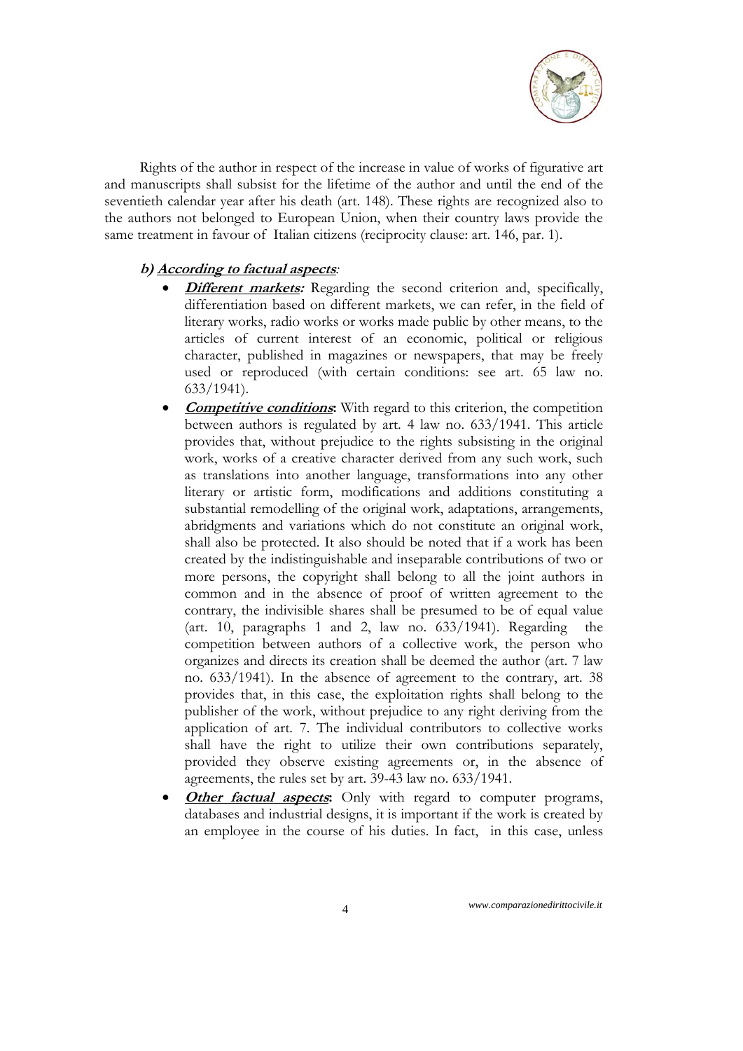Rights of the author in respect of the increase in value of works of figurative art and manuscripts shall subsist for the lifetime of the author and until the end of the seventieth calendar year after his death (art. 148). These rights are recognized also to the authors not belonged to European Union, when their country laws provide the same treatment in favour of Italian citizens (reciprocity clause: art. 146, par. 1).

***b) According to factual aspects**:*

- ***Different markets:*** Regarding the second criterion and, specifically, differentiation based on different markets, we can refer, in the field of literary works, radio works or works made public by other means, to the articles of current interest of an economic, political or religious character, published in magazines or newspapers, that may be freely used or reproduced (with certain conditions: see art. 65 law no. 633/1941).
- ***Competitive conditions*:** With regard to this criterion, the competition between authors is regulated by art. 4 law no. 633/1941. This article provides that, without prejudice to the rights subsisting in the original work, works of a creative character derived from any such work, such as translations into another language, transformations into any other literary or artistic form, modifications and additions constituting a substantial remodelling of the original work, adaptations, arrangements, abridgments and variations which do not constitute an original work, shall also be protected. It also should be noted that if a work has been created by the indistinguishable and inseparable contributions of two or more persons, the copyright shall belong to all the joint authors in common and in the absence of proof of written agreement to the contrary, the indivisible shares shall be presumed to be of equal value (art. 10, paragraphs 1 and 2, law no. 633/1941). Regarding the competition between authors of a collective work, the person who organizes and directs its creation shall be deemed the author (art. 7 law no. 633/1941). In the absence of agreement to the contrary, art. 38 provides that, in this case, the exploitation rights shall belong to the publisher of the work, without prejudice to any right deriving from the application of art. 7. The individual contributors to collective works shall have the right to utilize their own contributions separately, provided they observe existing agreements or, in the absence of agreements, the rules set by art. 39-43 law no. 633/1941.
- ***Other factual aspects*:** Only with regard to computer programs, databases and industrial designs, it is important if the work is created by an employee in the course of his duties. In fact, in this case, unless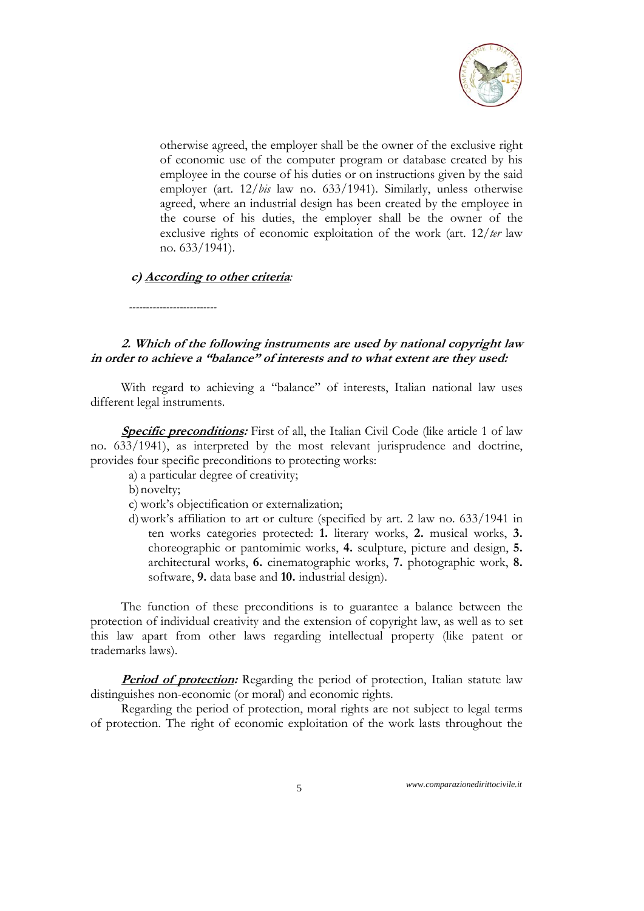otherwise agreed, the employer shall be the owner of the exclusive right of economic use of the computer program or database created by his employee in the course of his duties or on instructions given by the said employer (art. 12/*bis* law no. 633/1941). Similarly, unless otherwise agreed, where an industrial design has been created by the employee in the course of his duties, the employer shall be the owner of the exclusive rights of economic exploitation of the work (art. 12/*ter* law no. 633/1941).

***c) <u>According to other criteria</u>:***

-------------------------

### *2. Which of the following instruments are used by national copyright law in order to achieve a "balance" of interests and to what extent are they used:*

With regard to achieving a "balance" of interests, Italian national law uses different legal instruments.

***<u>Specific preconditions</u>:*** First of all, the Italian Civil Code (like article 1 of law no. 633/1941), as interpreted by the most relevant jurisprudence and doctrine, provides four specific preconditions to protecting works:

a) a particular degree of creativity;
b) novelty;
c) work's objectification or externalization;
d) work's affiliation to art or culture (specified by art. 2 law no. 633/1941 in ten works categories protected: **1.** literary works, **2.** musical works, **3.** choreographic or pantomimic works, **4.** sculpture, picture and design, **5.** architectural works, **6.** cinematographic works, **7.** photographic work, **8.** software, **9.** data base and **10.** industrial design).

The function of these preconditions is to guarantee a balance between the protection of individual creativity and the extension of copyright law, as well as to set this law apart from other laws regarding intellectual property (like patent or trademarks laws).

***<u>Period of protection</u>:*** Regarding the period of protection, Italian statute law distinguishes non-economic (or moral) and economic rights.

Regarding the period of protection, moral rights are not subject to legal terms of protection. The right of economic exploitation of the work lasts throughout the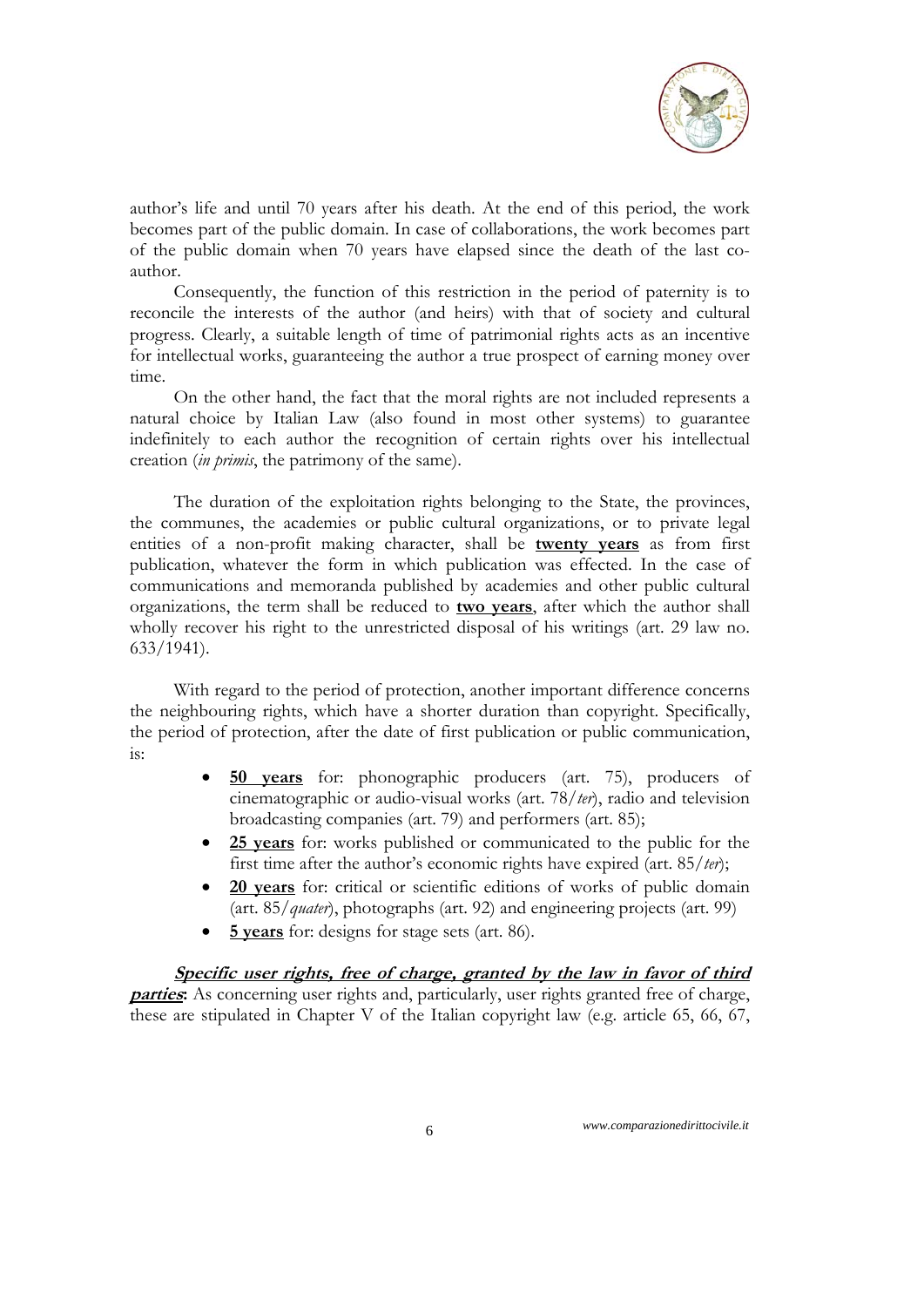author's life and until 70 years after his death. At the end of this period, the work becomes part of the public domain. In case of collaborations, the work becomes part of the public domain when 70 years have elapsed since the death of the last co-author.

Consequently, the function of this restriction in the period of paternity is to reconcile the interests of the author (and heirs) with that of society and cultural progress. Clearly, a suitable length of time of patrimonial rights acts as an incentive for intellectual works, guaranteeing the author a true prospect of earning money over time.

On the other hand, the fact that the moral rights are not included represents a natural choice by Italian Law (also found in most other systems) to guarantee indefinitely to each author the recognition of certain rights over his intellectual creation (*in primis*, the patrimony of the same).

The duration of the exploitation rights belonging to the State, the provinces, the communes, the academies or public cultural organizations, or to private legal entities of a non-profit making character, shall be **twenty years** as from first publication, whatever the form in which publication was effected. In the case of communications and memoranda published by academies and other public cultural organizations, the term shall be reduced to **two years**, after which the author shall wholly recover his right to the unrestricted disposal of his writings (art. 29 law no. 633/1941).

With regard to the period of protection, another important difference concerns the neighbouring rights, which have a shorter duration than copyright. Specifically, the period of protection, after the date of first publication or public communication, is:

- **50 years** for: phonographic producers (art. 75), producers of cinematographic or audio-visual works (art. 78/*ter*), radio and television broadcasting companies (art. 79) and performers (art. 85);
- **25 years** for: works published or communicated to the public for the first time after the author's economic rights have expired (art. 85/*ter*);
- **20 years** for: critical or scientific editions of works of public domain (art. 85/*quater*), photographs (art. 92) and engineering projects (art. 99)
- **5 years** for: designs for stage sets (art. 86).

***Specific user rights, free of charge, granted by the law in favor of third parties*:** As concerning user rights and, particularly, user rights granted free of charge, these are stipulated in Chapter V of the Italian copyright law (e.g. article 65, 66, 67,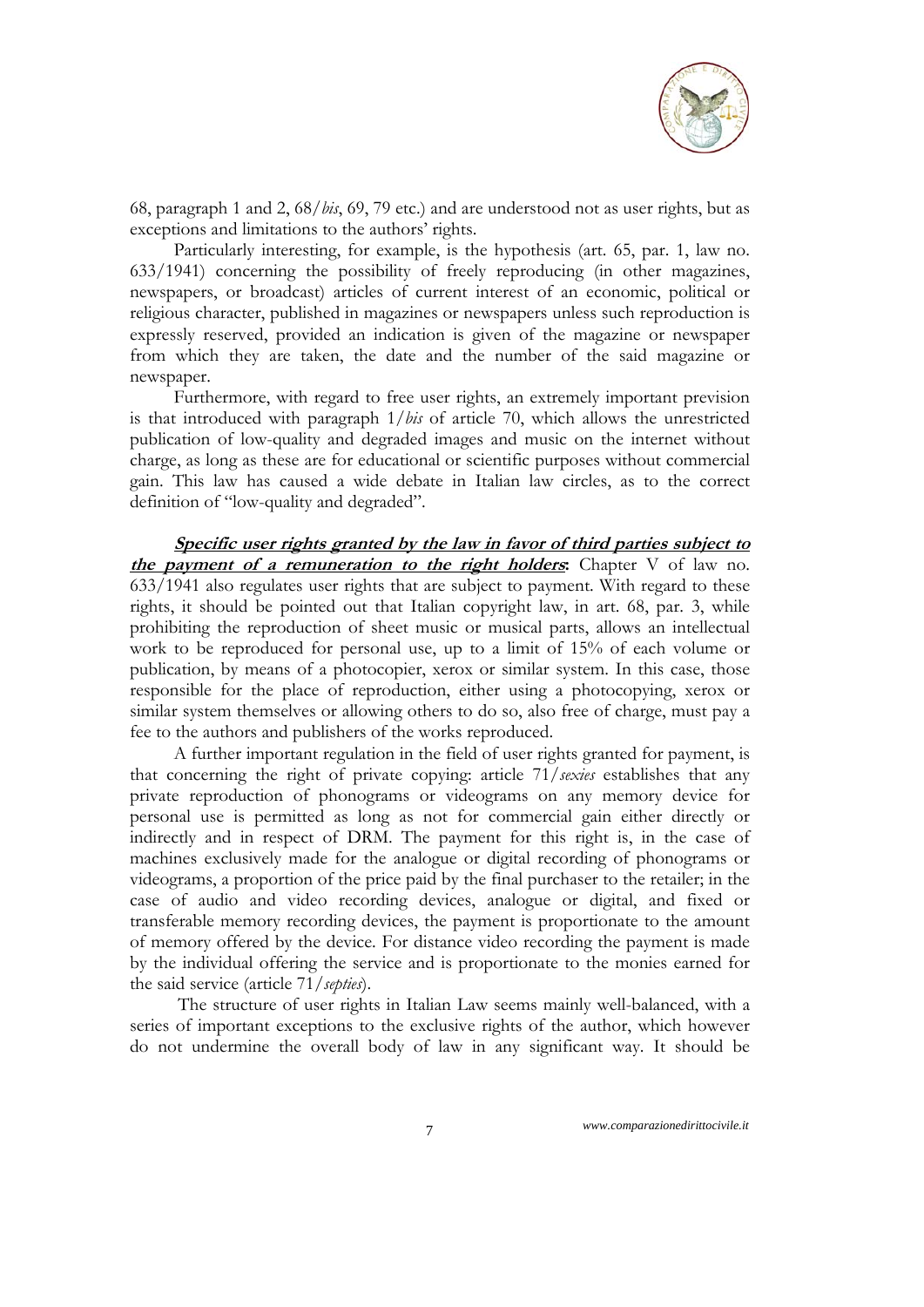68, paragraph 1 and 2, 68/*bis*, 69, 79 etc.) and are understood not as user rights, but as exceptions and limitations to the authors' rights.

Particularly interesting, for example, is the hypothesis (art. 65, par. 1, law no. 633/1941) concerning the possibility of freely reproducing (in other magazines, newspapers, or broadcast) articles of current interest of an economic, political or religious character, published in magazines or newspapers unless such reproduction is expressly reserved, provided an indication is given of the magazine or newspaper from which they are taken, the date and the number of the said magazine or newspaper.

Furthermore, with regard to free user rights, an extremely important prevision is that introduced with paragraph 1/*bis* of article 70, which allows the unrestricted publication of low-quality and degraded images and music on the internet without charge, as long as these are for educational or scientific purposes without commercial gain. This law has caused a wide debate in Italian law circles, as to the correct definition of "low-quality and degraded".

***Specific user rights granted by the law in favor of third parties subject to the payment of a remuneration to the right holders*:** Chapter V of law no. 633/1941 also regulates user rights that are subject to payment. With regard to these rights, it should be pointed out that Italian copyright law, in art. 68, par. 3, while prohibiting the reproduction of sheet music or musical parts, allows an intellectual work to be reproduced for personal use, up to a limit of 15% of each volume or publication, by means of a photocopier, xerox or similar system. In this case, those responsible for the place of reproduction, either using a photocopying, xerox or similar system themselves or allowing others to do so, also free of charge, must pay a fee to the authors and publishers of the works reproduced.

A further important regulation in the field of user rights granted for payment, is that concerning the right of private copying: article 71/*sexies* establishes that any private reproduction of phonograms or videograms on any memory device for personal use is permitted as long as not for commercial gain either directly or indirectly and in respect of DRM. The payment for this right is, in the case of machines exclusively made for the analogue or digital recording of phonograms or videograms, a proportion of the price paid by the final purchaser to the retailer; in the case of audio and video recording devices, analogue or digital, and fixed or transferable memory recording devices, the payment is proportionate to the amount of memory offered by the device. For distance video recording the payment is made by the individual offering the service and is proportionate to the monies earned for the said service (article 71/*septies*).

The structure of user rights in Italian Law seems mainly well-balanced, with a series of important exceptions to the exclusive rights of the author, which however do not undermine the overall body of law in any significant way. It should be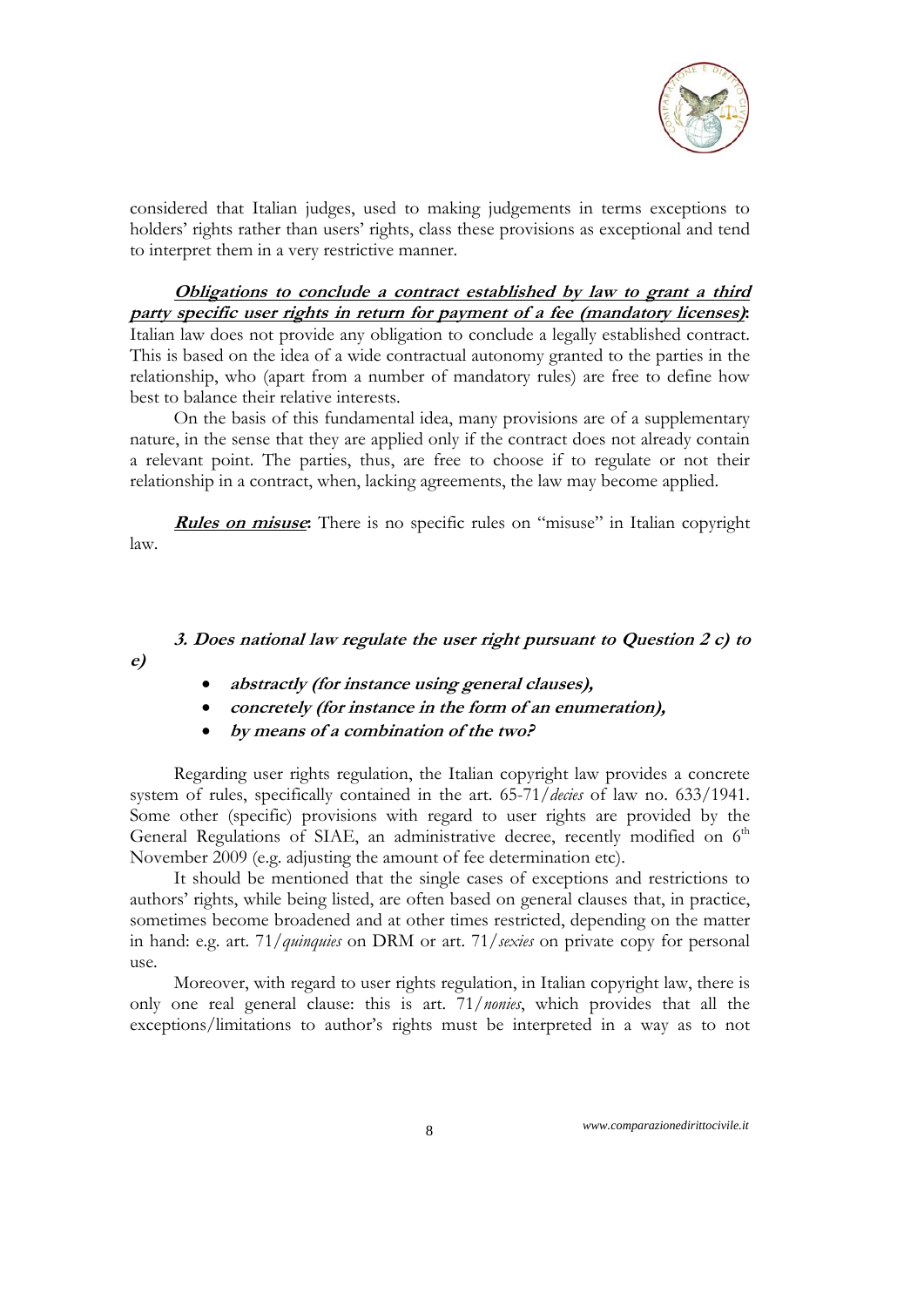considered that Italian judges, used to making judgements in terms exceptions to holders' rights rather than users' rights, class these provisions as exceptional and tend to interpret them in a very restrictive manner.

***Obligations to conclude a contract established by law to grant a third party specific user rights in return for payment of a fee (mandatory licenses)*:** Italian law does not provide any obligation to conclude a legally established contract. This is based on the idea of a wide contractual autonomy granted to the parties in the relationship, who (apart from a number of mandatory rules) are free to define how best to balance their relative interests.

On the basis of this fundamental idea, many provisions are of a supplementary nature, in the sense that they are applied only if the contract does not already contain a relevant point. The parties, thus, are free to choose if to regulate or not their relationship in a contract, when, lacking agreements, the law may become applied.

***Rules on misuse*:** There is no specific rules on "misuse" in Italian copyright law.

***3. Does national law regulate the user right pursuant to Question 2 c) to e)***

- ***abstractly (for instance using general clauses),***
- ***concretely (for instance in the form of an enumeration),***
- ***by means of a combination of the two?***

Regarding user rights regulation, the Italian copyright law provides a concrete system of rules, specifically contained in the art. 65-71/*decies* of law no. 633/1941. Some other (specific) provisions with regard to user rights are provided by the General Regulations of SIAE, an administrative decree, recently modified on 6th November 2009 (e.g. adjusting the amount of fee determination etc).

It should be mentioned that the single cases of exceptions and restrictions to authors' rights, while being listed, are often based on general clauses that, in practice, sometimes become broadened and at other times restricted, depending on the matter in hand: e.g. art. 71/*quinquies* on DRM or art. 71/*sexies* on private copy for personal use.

Moreover, with regard to user rights regulation, in Italian copyright law, there is only one real general clause: this is art. 71/*nonies*, which provides that all the exceptions/limitations to author's rights must be interpreted in a way as to not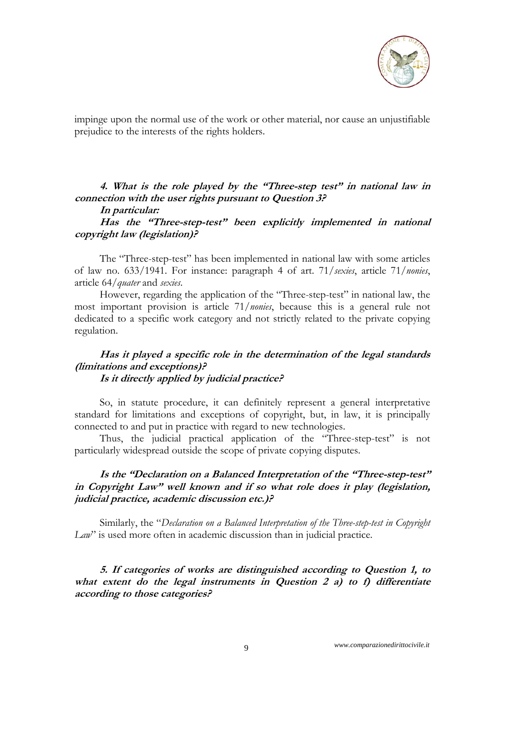impinge upon the normal use of the work or other material, nor cause an unjustifiable prejudice to the interests of the rights holders.

***4. What is the role played by the "Three-step test" in national law in connection with the user rights pursuant to Question 3?***

***In particular:***

***Has the "Three-step-test" been explicitly implemented in national copyright law (legislation)?***

The "Three-step-test" has been implemented in national law with some articles of law no. 633/1941. For instance: paragraph 4 of art. 71/*sexies*, article 71/*nonies*, article 64/*quater* and *sexies*.

However, regarding the application of the "Three-step-test" in national law, the most important provision is article 71/*nonies*, because this is a general rule not dedicated to a specific work category and not strictly related to the private copying regulation.

***Has it played a specific role in the determination of the legal standards (limitations and exceptions)?***

***Is it directly applied by judicial practice?***

So, in statute procedure, it can definitely represent a general interpretative standard for limitations and exceptions of copyright, but, in law, it is principally connected to and put in practice with regard to new technologies.

Thus, the judicial practical application of the "Three-step-test" is not particularly widespread outside the scope of private copying disputes.

***Is the "Declaration on a Balanced Interpretation of the "Three-step-test" in Copyright Law" well known and if so what role does it play (legislation, judicial practice, academic discussion etc.)?***

Similarly, the "*Declaration on a Balanced Interpretation of the Three-step-test in Copyright Law*" is used more often in academic discussion than in judicial practice.

***5. If categories of works are distinguished according to Question 1, to what extent do the legal instruments in Question 2 a) to f) differentiate according to those categories?***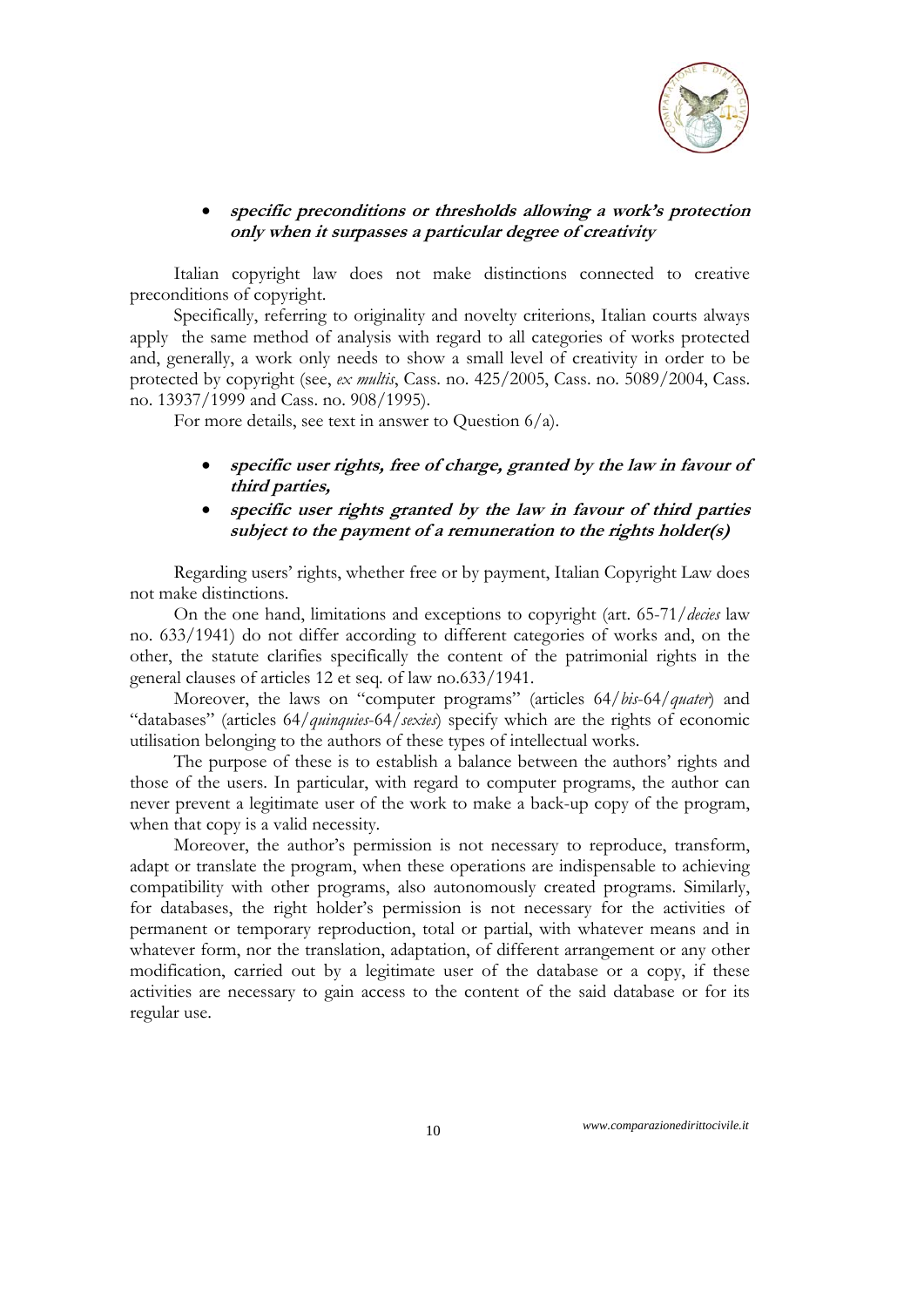- ***specific preconditions or thresholds allowing a work's protection only when it surpasses a particular degree of creativity***

Italian copyright law does not make distinctions connected to creative preconditions of copyright.

Specifically, referring to originality and novelty criterions, Italian courts always apply the same method of analysis with regard to all categories of works protected and, generally, a work only needs to show a small level of creativity in order to be protected by copyright (see, *ex multis*, Cass. no. 425/2005, Cass. no. 5089/2004, Cass. no. 13937/1999 and Cass. no. 908/1995).

For more details, see text in answer to Question 6/a).

- ***specific user rights, free of charge, granted by the law in favour of third parties,***
- ***specific user rights granted by the law in favour of third parties subject to the payment of a remuneration to the rights holder(s)***

Regarding users' rights, whether free or by payment, Italian Copyright Law does not make distinctions.

On the one hand, limitations and exceptions to copyright (art. 65-71/*decies* law no. 633/1941) do not differ according to different categories of works and, on the other, the statute clarifies specifically the content of the patrimonial rights in the general clauses of articles 12 et seq. of law no.633/1941.

Moreover, the laws on "computer programs" (articles 64/*bis*-64/*quater*) and "databases" (articles 64/*quinquies*-64/*sexies*) specify which are the rights of economic utilisation belonging to the authors of these types of intellectual works.

The purpose of these is to establish a balance between the authors' rights and those of the users. In particular, with regard to computer programs, the author can never prevent a legitimate user of the work to make a back-up copy of the program, when that copy is a valid necessity.

Moreover, the author's permission is not necessary to reproduce, transform, adapt or translate the program, when these operations are indispensable to achieving compatibility with other programs, also autonomously created programs. Similarly, for databases, the right holder's permission is not necessary for the activities of permanent or temporary reproduction, total or partial, with whatever means and in whatever form, nor the translation, adaptation, of different arrangement or any other modification, carried out by a legitimate user of the database or a copy, if these activities are necessary to gain access to the content of the said database or for its regular use.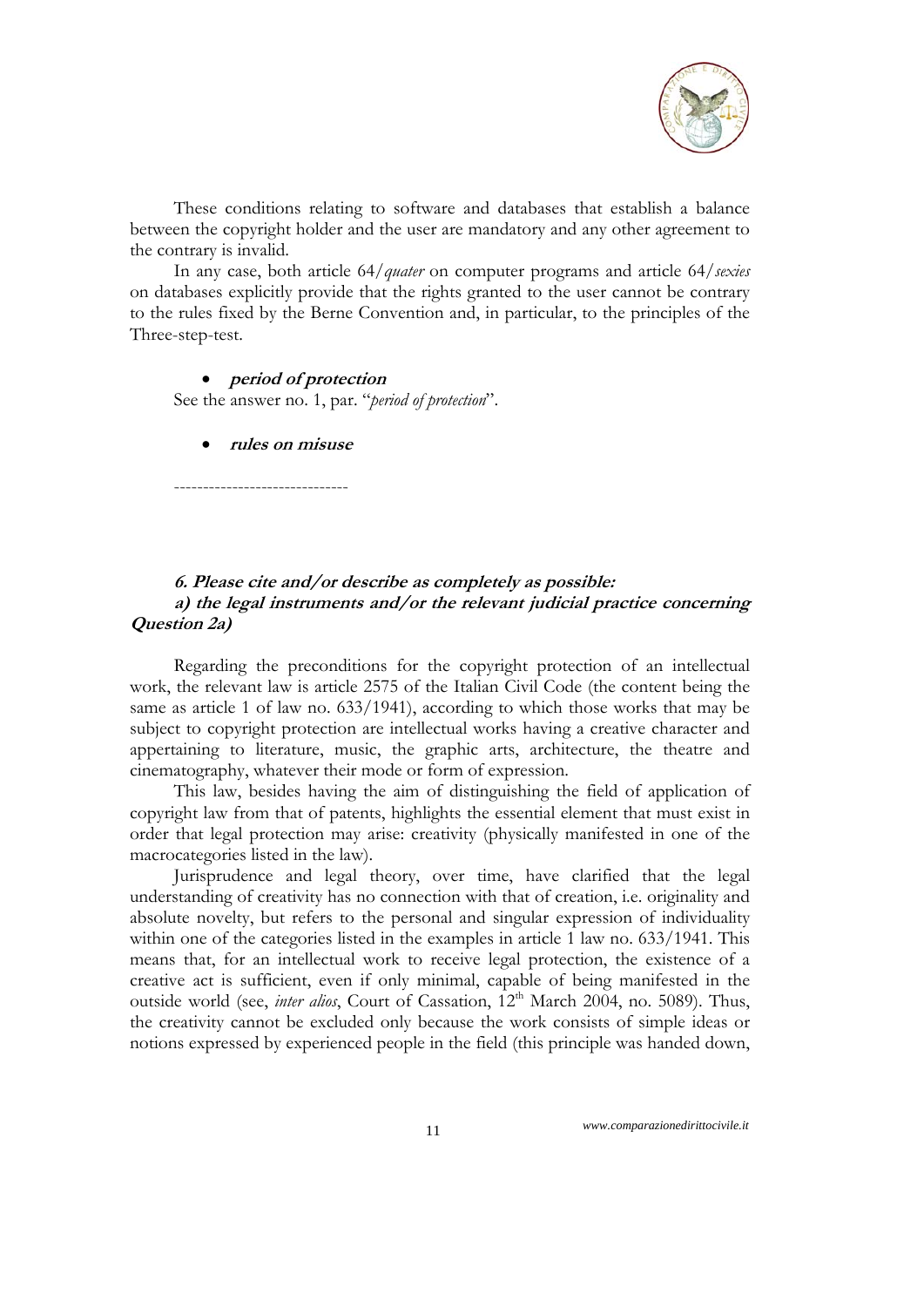These conditions relating to software and databases that establish a balance between the copyright holder and the user are mandatory and any other agreement to the contrary is invalid.

In any case, both article 64/*quater* on computer programs and article 64/*sexies* on databases explicitly provide that the rights granted to the user cannot be contrary to the rules fixed by the Berne Convention and, in particular, to the principles of the Three-step-test.

- ***period of protection***

See the answer no. 1, par. "*period of protection*".

- ***rules on misuse***

------------------------------

**6. Please cite and/or describe as completely as possible:**

***a) the legal instruments and/or the relevant judicial practice concerning Question 2a)***

Regarding the preconditions for the copyright protection of an intellectual work, the relevant law is article 2575 of the Italian Civil Code (the content being the same as article 1 of law no. 633/1941), according to which those works that may be subject to copyright protection are intellectual works having a creative character and appertaining to literature, music, the graphic arts, architecture, the theatre and cinematography, whatever their mode or form of expression.

This law, besides having the aim of distinguishing the field of application of copyright law from that of patents, highlights the essential element that must exist in order that legal protection may arise: creativity (physically manifested in one of the macrocategories listed in the law).

Jurisprudence and legal theory, over time, have clarified that the legal understanding of creativity has no connection with that of creation, i.e. originality and absolute novelty, but refers to the personal and singular expression of individuality within one of the categories listed in the examples in article 1 law no. 633/1941. This means that, for an intellectual work to receive legal protection, the existence of a creative act is sufficient, even if only minimal, capable of being manifested in the outside world (see, *inter alios*, Court of Cassation, 12th March 2004, no. 5089). Thus, the creativity cannot be excluded only because the work consists of simple ideas or notions expressed by experienced people in the field (this principle was handed down,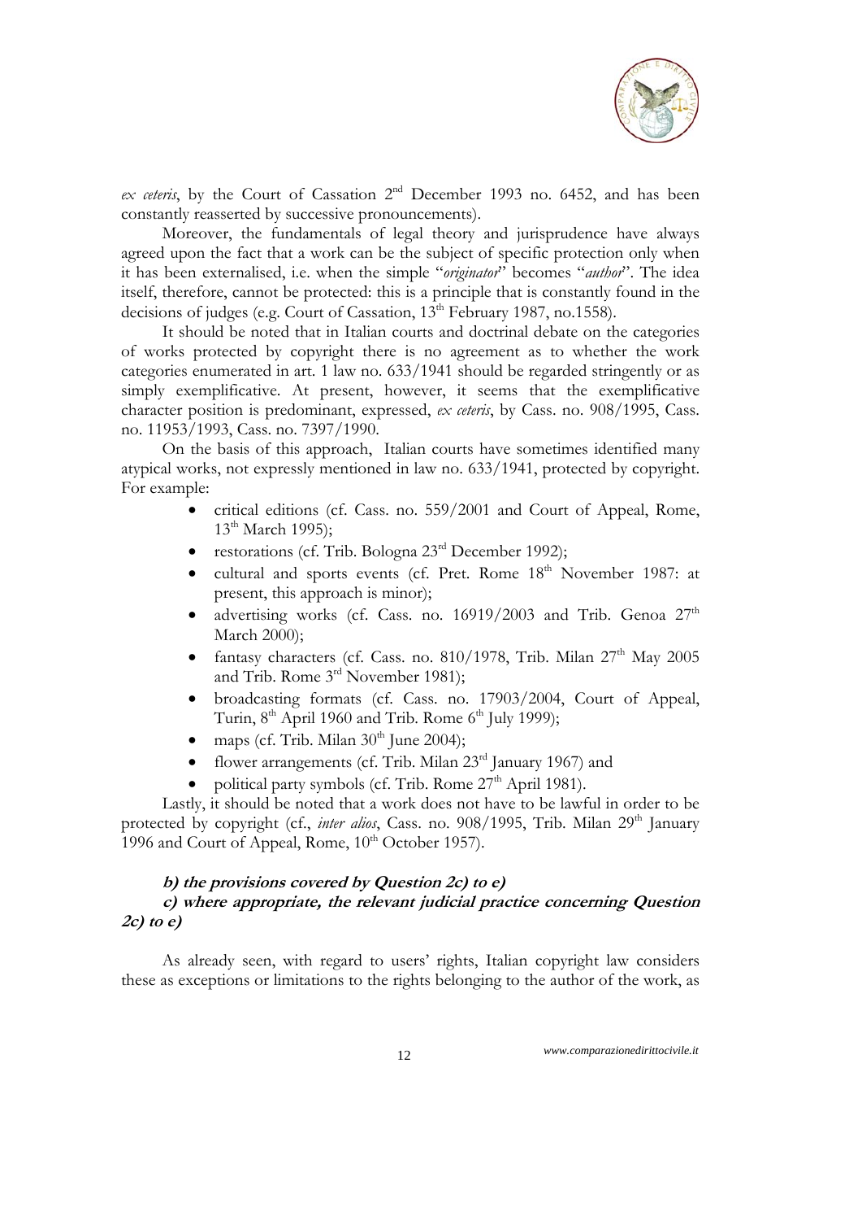*ex ceteris*, by the Court of Cassation 2nd December 1993 no. 6452, and has been constantly reasserted by successive pronouncements).

Moreover, the fundamentals of legal theory and jurisprudence have always agreed upon the fact that a work can be the subject of specific protection only when it has been externalised, i.e. when the simple "*originator*" becomes "*author*". The idea itself, therefore, cannot be protected: this is a principle that is constantly found in the decisions of judges (e.g. Court of Cassation, 13th February 1987, no.1558).

It should be noted that in Italian courts and doctrinal debate on the categories of works protected by copyright there is no agreement as to whether the work categories enumerated in art. 1 law no. 633/1941 should be regarded stringently or as simply exemplificative. At present, however, it seems that the exemplificative character position is predominant, expressed, *ex ceteris*, by Cass. no. 908/1995, Cass. no. 11953/1993, Cass. no. 7397/1990.

On the basis of this approach, Italian courts have sometimes identified many atypical works, not expressly mentioned in law no. 633/1941, protected by copyright. For example:

- critical editions (cf. Cass. no. 559/2001 and Court of Appeal, Rome, 13th March 1995);
- restorations (cf. Trib. Bologna 23rd December 1992);
- cultural and sports events (cf. Pret. Rome 18th November 1987: at present, this approach is minor);
- advertising works (cf. Cass. no. 16919/2003 and Trib. Genoa 27th March 2000);
- fantasy characters (cf. Cass. no. 810/1978, Trib. Milan 27th May 2005 and Trib. Rome 3rd November 1981);
- broadcasting formats (cf. Cass. no. 17903/2004, Court of Appeal, Turin, 8th April 1960 and Trib. Rome 6th July 1999);
- maps (cf. Trib. Milan 30th June 2004);
- flower arrangements (cf. Trib. Milan 23rd January 1967) and
- political party symbols (cf. Trib. Rome 27th April 1981).

Lastly, it should be noted that a work does not have to be lawful in order to be protected by copyright (cf., *inter alios*, Cass. no. 908/1995, Trib. Milan 29th January 1996 and Court of Appeal, Rome, 10th October 1957).

***b) the provisions covered by Question 2c) to e)***

***c) where appropriate, the relevant judicial practice concerning Question 2c) to e)***

As already seen, with regard to users' rights, Italian copyright law considers these as exceptions or limitations to the rights belonging to the author of the work, as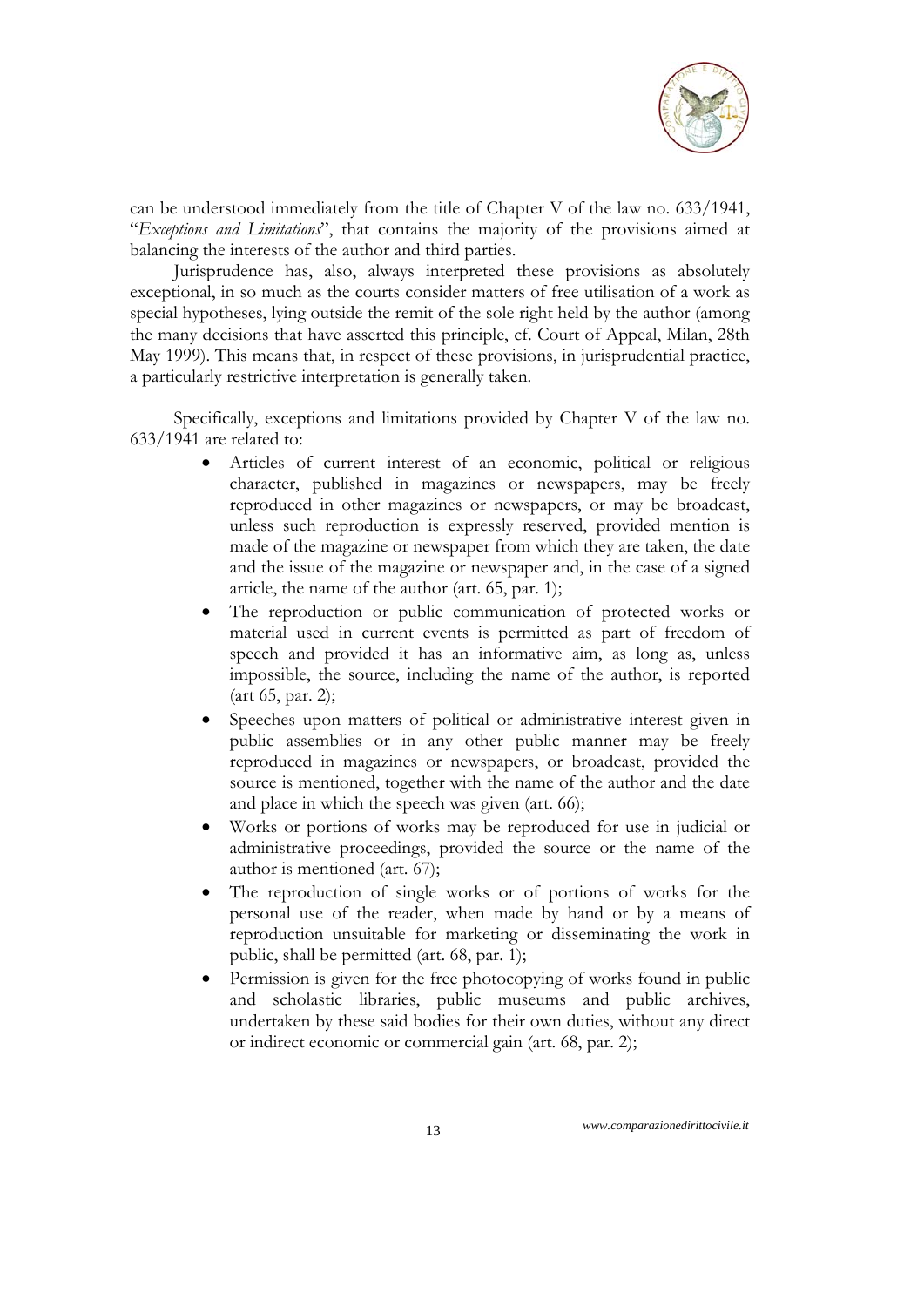can be understood immediately from the title of Chapter V of the law no. 633/1941, "*Exceptions and Limitations*", that contains the majority of the provisions aimed at balancing the interests of the author and third parties.

Jurisprudence has, also, always interpreted these provisions as absolutely exceptional, in so much as the courts consider matters of free utilisation of a work as special hypotheses, lying outside the remit of the sole right held by the author (among the many decisions that have asserted this principle, cf. Court of Appeal, Milan, 28th May 1999). This means that, in respect of these provisions, in jurisprudential practice, a particularly restrictive interpretation is generally taken.

Specifically, exceptions and limitations provided by Chapter V of the law no. 633/1941 are related to:

- Articles of current interest of an economic, political or religious character, published in magazines or newspapers, may be freely reproduced in other magazines or newspapers, or may be broadcast, unless such reproduction is expressly reserved, provided mention is made of the magazine or newspaper from which they are taken, the date and the issue of the magazine or newspaper and, in the case of a signed article, the name of the author (art. 65, par. 1);
- The reproduction or public communication of protected works or material used in current events is permitted as part of freedom of speech and provided it has an informative aim, as long as, unless impossible, the source, including the name of the author, is reported (art 65, par. 2);
- Speeches upon matters of political or administrative interest given in public assemblies or in any other public manner may be freely reproduced in magazines or newspapers, or broadcast, provided the source is mentioned, together with the name of the author and the date and place in which the speech was given (art. 66);
- Works or portions of works may be reproduced for use in judicial or administrative proceedings, provided the source or the name of the author is mentioned (art. 67);
- The reproduction of single works or of portions of works for the personal use of the reader, when made by hand or by a means of reproduction unsuitable for marketing or disseminating the work in public, shall be permitted (art. 68, par. 1);
- Permission is given for the free photocopying of works found in public and scholastic libraries, public museums and public archives, undertaken by these said bodies for their own duties, without any direct or indirect economic or commercial gain (art. 68, par. 2);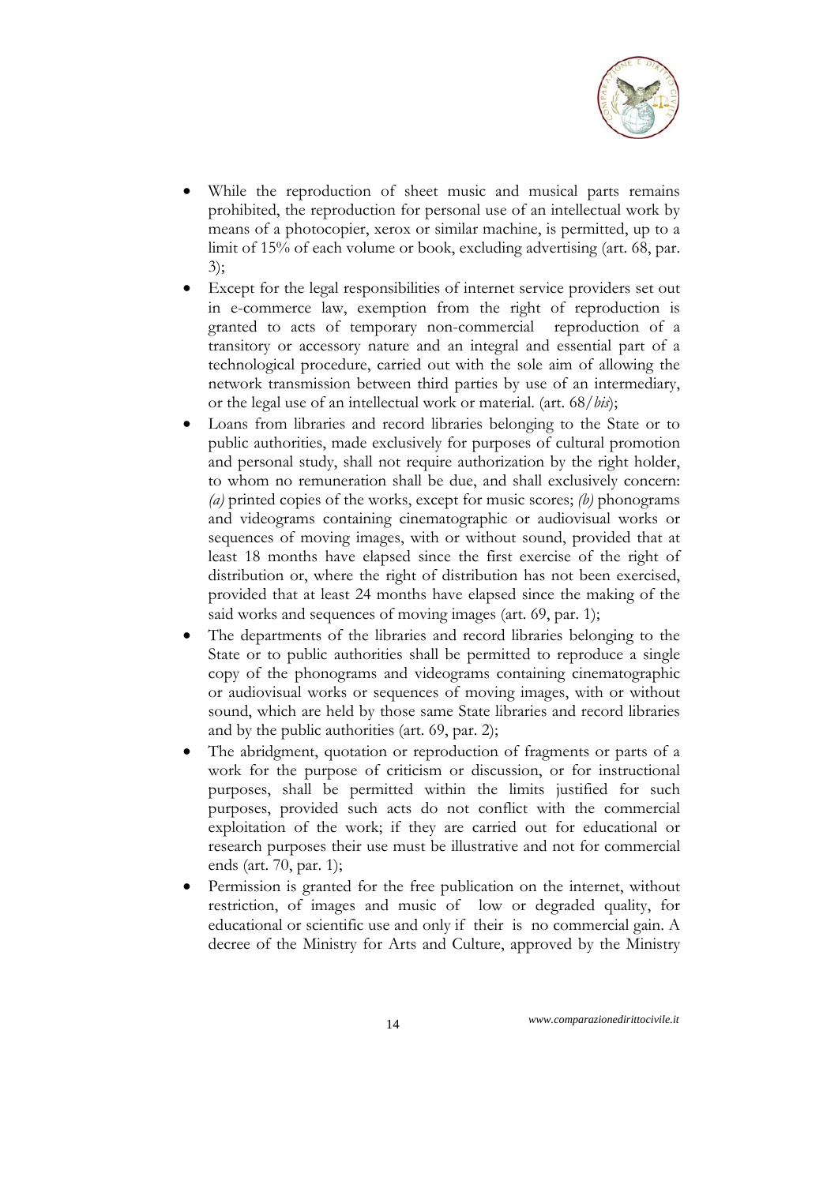- While the reproduction of sheet music and musical parts remains prohibited, the reproduction for personal use of an intellectual work by means of a photocopier, xerox or similar machine, is permitted, up to a limit of 15% of each volume or book, excluding advertising (art. 68, par. 3);
- Except for the legal responsibilities of internet service providers set out in e-commerce law, exemption from the right of reproduction is granted to acts of temporary non-commercial reproduction of a transitory or accessory nature and an integral and essential part of a technological procedure, carried out with the sole aim of allowing the network transmission between third parties by use of an intermediary, or the legal use of an intellectual work or material. (art. 68/*bis*);
- Loans from libraries and record libraries belonging to the State or to public authorities, made exclusively for purposes of cultural promotion and personal study, shall not require authorization by the right holder, to whom no remuneration shall be due, and shall exclusively concern: *(a)* printed copies of the works, except for music scores; *(b)* phonograms and videograms containing cinematographic or audiovisual works or sequences of moving images, with or without sound, provided that at least 18 months have elapsed since the first exercise of the right of distribution or, where the right of distribution has not been exercised, provided that at least 24 months have elapsed since the making of the said works and sequences of moving images (art. 69, par. 1);
- The departments of the libraries and record libraries belonging to the State or to public authorities shall be permitted to reproduce a single copy of the phonograms and videograms containing cinematographic or audiovisual works or sequences of moving images, with or without sound, which are held by those same State libraries and record libraries and by the public authorities (art. 69, par. 2);
- The abridgment, quotation or reproduction of fragments or parts of a work for the purpose of criticism or discussion, or for instructional purposes, shall be permitted within the limits justified for such purposes, provided such acts do not conflict with the commercial exploitation of the work; if they are carried out for educational or research purposes their use must be illustrative and not for commercial ends (art. 70, par. 1);
- Permission is granted for the free publication on the internet, without restriction, of images and music of low or degraded quality, for educational or scientific use and only if their is no commercial gain. A decree of the Ministry for Arts and Culture, approved by the Ministry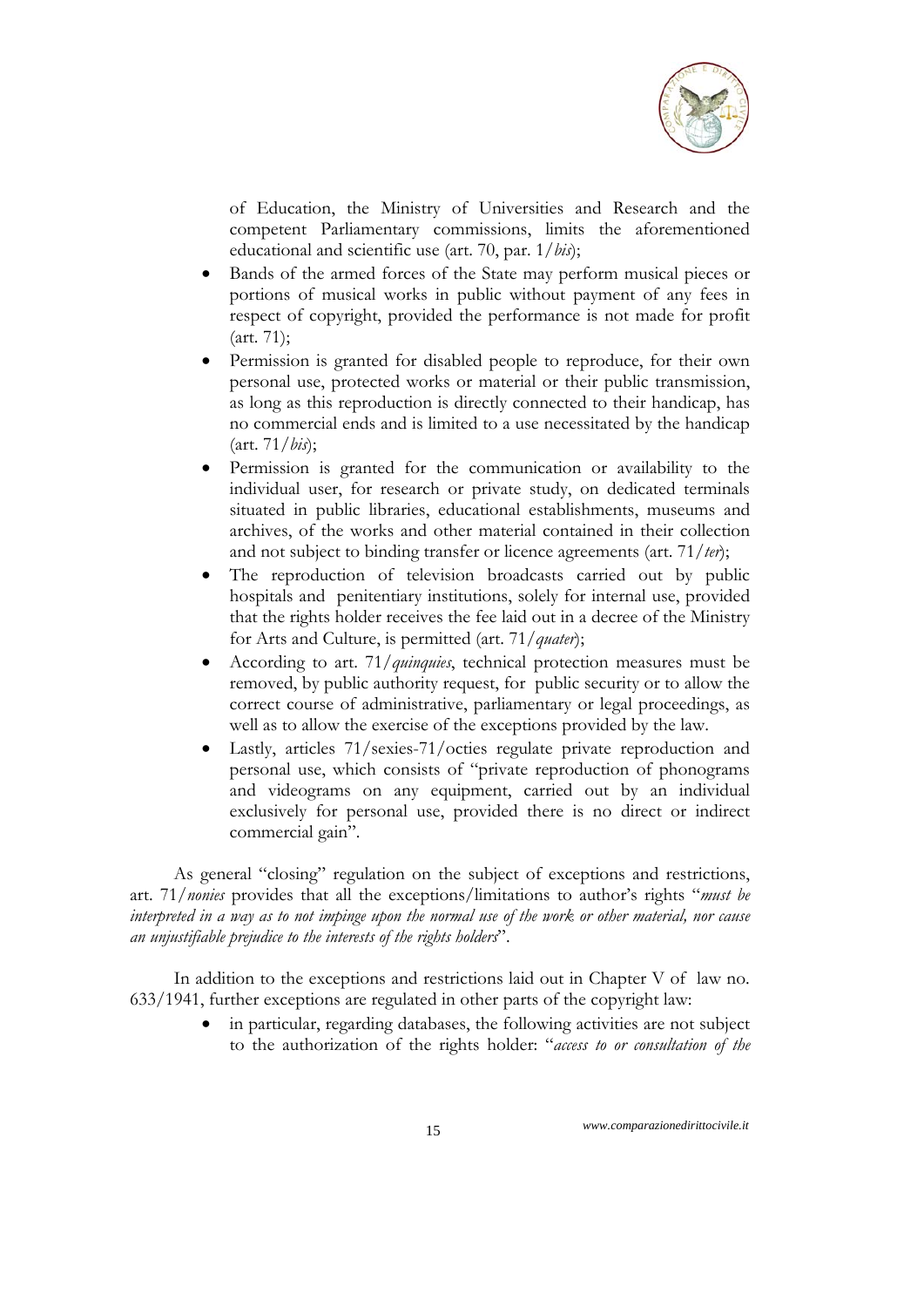of Education, the Ministry of Universities and Research and the competent Parliamentary commissions, limits the aforementioned educational and scientific use (art. 70, par. 1/*bis*);

- Bands of the armed forces of the State may perform musical pieces or portions of musical works in public without payment of any fees in respect of copyright, provided the performance is not made for profit (art. 71);
- Permission is granted for disabled people to reproduce, for their own personal use, protected works or material or their public transmission, as long as this reproduction is directly connected to their handicap, has no commercial ends and is limited to a use necessitated by the handicap (art. 71/*bis*);
- Permission is granted for the communication or availability to the individual user, for research or private study, on dedicated terminals situated in public libraries, educational establishments, museums and archives, of the works and other material contained in their collection and not subject to binding transfer or licence agreements (art. 71/*ter*);
- The reproduction of television broadcasts carried out by public hospitals and penitentiary institutions, solely for internal use, provided that the rights holder receives the fee laid out in a decree of the Ministry for Arts and Culture, is permitted (art. 71/*quater*);
- According to art. 71/*quinquies*, technical protection measures must be removed, by public authority request, for public security or to allow the correct course of administrative, parliamentary or legal proceedings, as well as to allow the exercise of the exceptions provided by the law.
- Lastly, articles 71/sexies-71/octies regulate private reproduction and personal use, which consists of "private reproduction of phonograms and videograms on any equipment, carried out by an individual exclusively for personal use, provided there is no direct or indirect commercial gain".

As general "closing" regulation on the subject of exceptions and restrictions, art. 71/*nonies* provides that all the exceptions/limitations to author's rights "*must be interpreted in a way as to not impinge upon the normal use of the work or other material, nor cause an unjustifiable prejudice to the interests of the rights holders*".

In addition to the exceptions and restrictions laid out in Chapter V of law no. 633/1941, further exceptions are regulated in other parts of the copyright law:

- in particular, regarding databases, the following activities are not subject to the authorization of the rights holder: "*access to or consultation of the*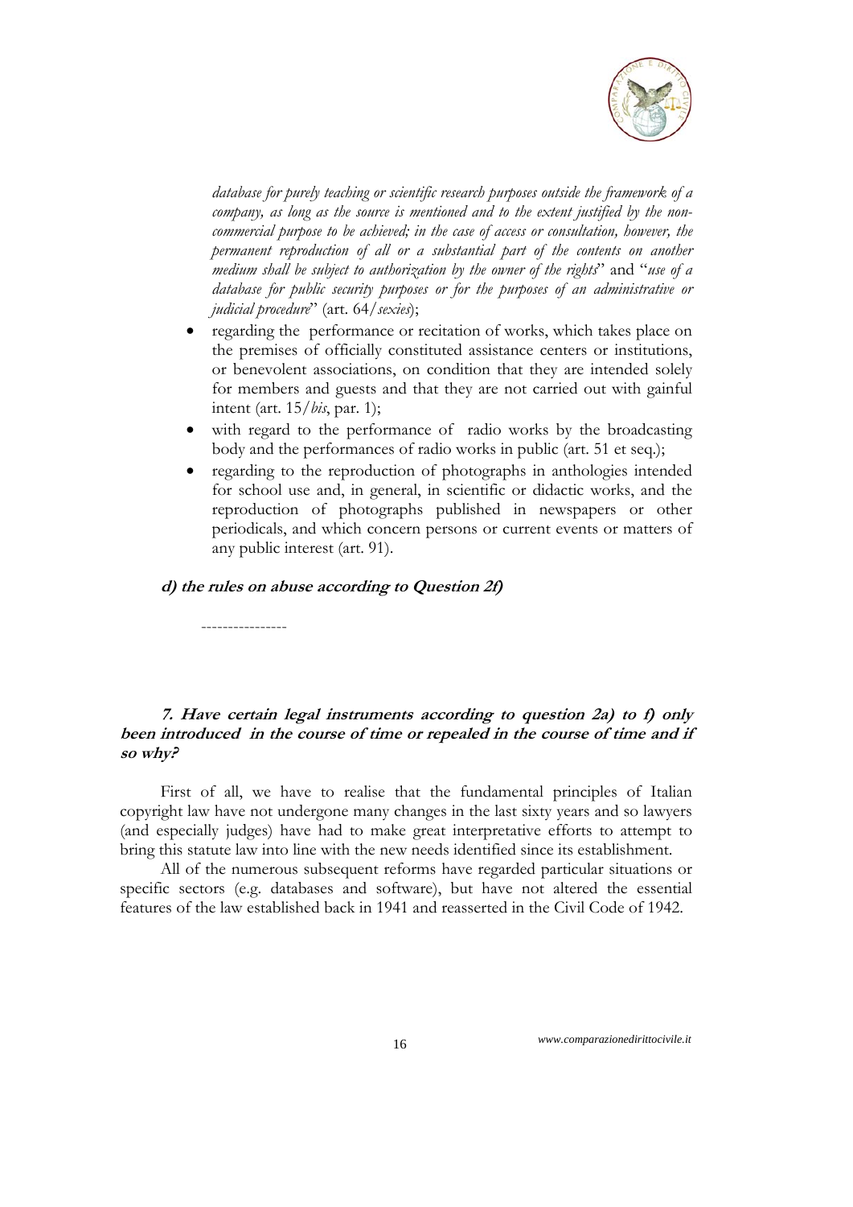*database for purely teaching or scientific research purposes outside the framework of a company, as long as the source is mentioned and to the extent justified by the non-commercial purpose to be achieved; in the case of access or consultation, however, the permanent reproduction of all or a substantial part of the contents on another medium shall be subject to authorization by the owner of the rights*" and "*use of a database for public security purposes or for the purposes of an administrative or judicial procedure*" (art. 64/*sexies*);

- regarding the performance or recitation of works, which takes place on the premises of officially constituted assistance centers or institutions, or benevolent associations, on condition that they are intended solely for members and guests and that they are not carried out with gainful intent (art. 15/*bis*, par. 1);
- with regard to the performance of radio works by the broadcasting body and the performances of radio works in public (art. 51 et seq.);
- regarding to the reproduction of photographs in anthologies intended for school use and, in general, in scientific or didactic works, and the reproduction of photographs published in newspapers or other periodicals, and which concern persons or current events or matters of any public interest (art. 91).

**d) the rules on abuse according to Question 2f)**

----------------

### 7. Have certain legal instruments according to question 2a) to f) only been introduced in the course of time or repealed in the course of time and if so why?

First of all, we have to realise that the fundamental principles of Italian copyright law have not undergone many changes in the last sixty years and so lawyers (and especially judges) have had to make great interpretative efforts to attempt to bring this statute law into line with the new needs identified since its establishment.

All of the numerous subsequent reforms have regarded particular situations or specific sectors (e.g. databases and software), but have not altered the essential features of the law established back in 1941 and reasserted in the Civil Code of 1942.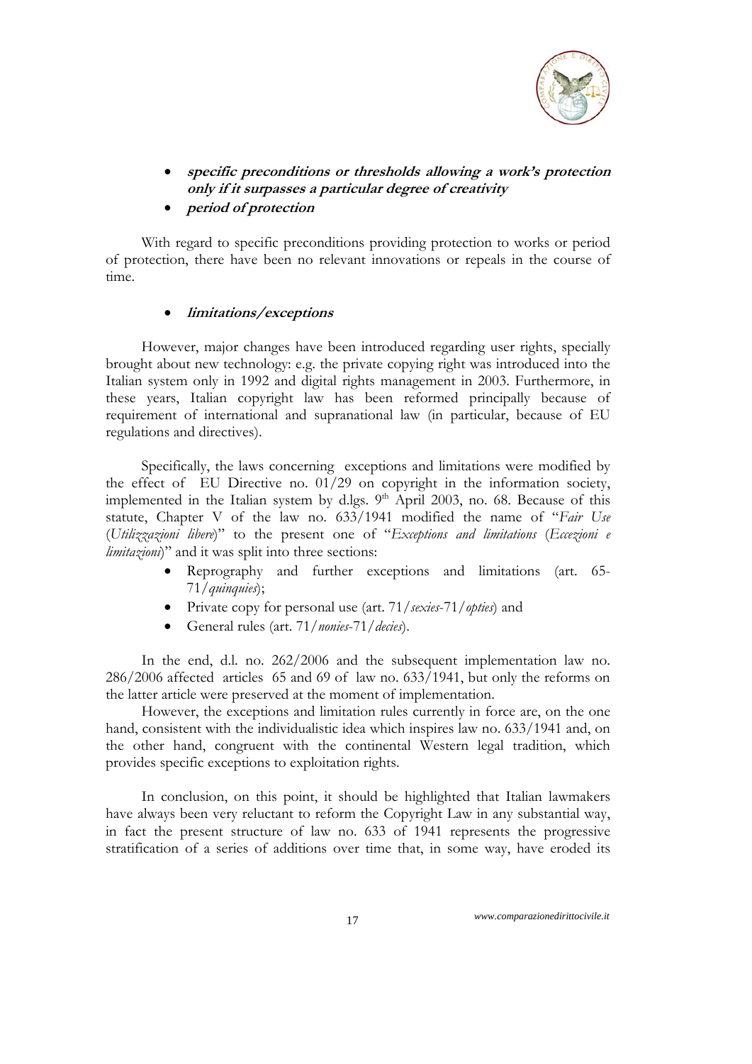- ***specific preconditions or thresholds allowing a work's protection only if it surpasses a particular degree of creativity***
- ***period of protection***

With regard to specific preconditions providing protection to works or period of protection, there have been no relevant innovations or repeals in the course of time.

- ***limitations/exceptions***

However, major changes have been introduced regarding user rights, specially brought about new technology: e.g. the private copying right was introduced into the Italian system only in 1992 and digital rights management in 2003. Furthermore, in these years, Italian copyright law has been reformed principally because of requirement of international and supranational law (in particular, because of EU regulations and directives).

Specifically, the laws concerning exceptions and limitations were modified by the effect of EU Directive no. 01/29 on copyright in the information society, implemented in the Italian system by d.lgs. 9th April 2003, no. 68. Because of this statute, Chapter V of the law no. 633/1941 modified the name of "*Fair Use* (*Utilizzazioni libere*)" to the present one of "*Exceptions and limitations* (*Eccezioni e limitazioni*)" and it was split into three sections:

- Reprography and further exceptions and limitations (art. 65-71/*quinquies*);
- Private copy for personal use (art. 71/*sexies*-71/*opties*) and
- General rules (art. 71/*nonies*-71/*decies*).

In the end, d.l. no. 262/2006 and the subsequent implementation law no. 286/2006 affected articles 65 and 69 of law no. 633/1941, but only the reforms on the latter article were preserved at the moment of implementation.

However, the exceptions and limitation rules currently in force are, on the one hand, consistent with the individualistic idea which inspires law no. 633/1941 and, on the other hand, congruent with the continental Western legal tradition, which provides specific exceptions to exploitation rights.

In conclusion, on this point, it should be highlighted that Italian lawmakers have always been very reluctant to reform the Copyright Law in any substantial way, in fact the present structure of law no. 633 of 1941 represents the progressive stratification of a series of additions over time that, in some way, have eroded its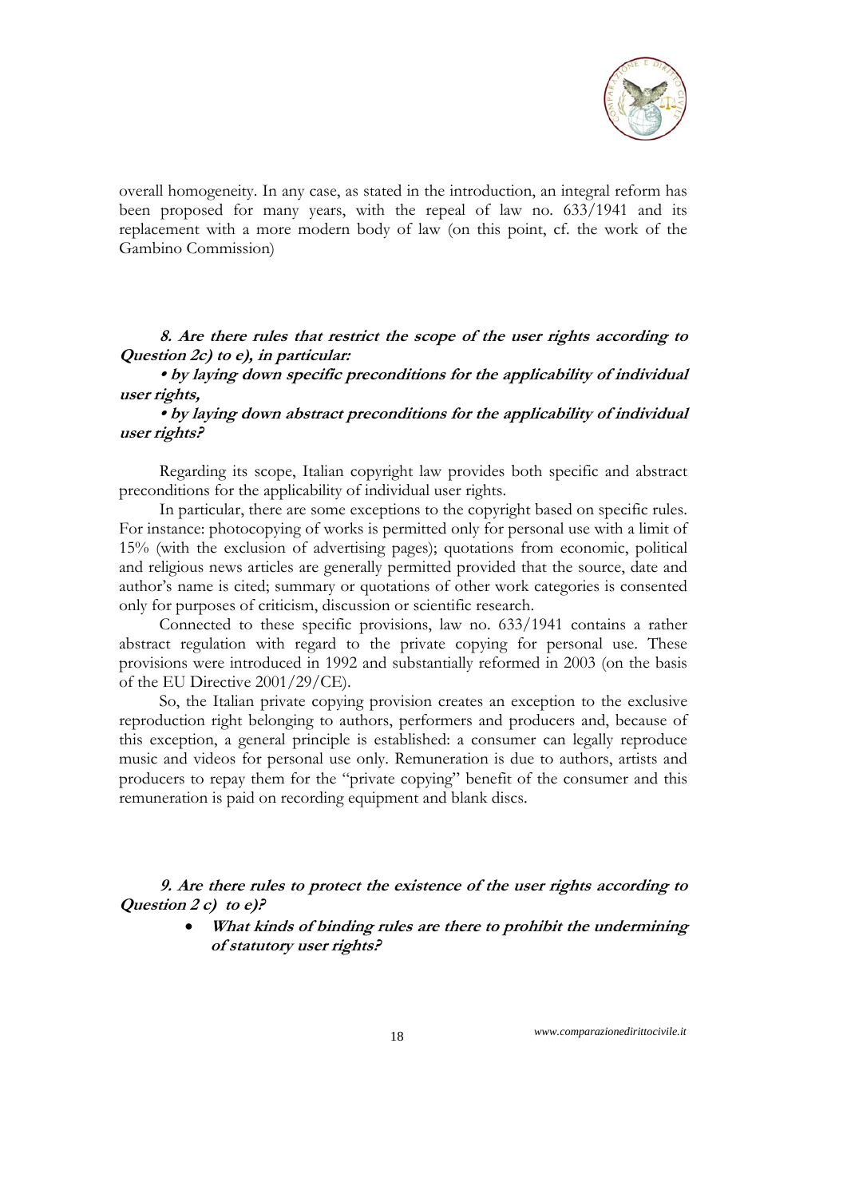overall homogeneity. In any case, as stated in the introduction, an integral reform has been proposed for many years, with the repeal of law no. 633/1941 and its replacement with a more modern body of law (on this point, cf. the work of the Gambino Commission)

***8. Are there rules that restrict the scope of the user rights according to Question 2c) to e), in particular:***

***• by laying down specific preconditions for the applicability of individual user rights,***

***• by laying down abstract preconditions for the applicability of individual user rights?***

Regarding its scope, Italian copyright law provides both specific and abstract preconditions for the applicability of individual user rights.

In particular, there are some exceptions to the copyright based on specific rules. For instance: photocopying of works is permitted only for personal use with a limit of 15% (with the exclusion of advertising pages); quotations from economic, political and religious news articles are generally permitted provided that the source, date and author's name is cited; summary or quotations of other work categories is consented only for purposes of criticism, discussion or scientific research.

Connected to these specific provisions, law no. 633/1941 contains a rather abstract regulation with regard to the private copying for personal use. These provisions were introduced in 1992 and substantially reformed in 2003 (on the basis of the EU Directive 2001/29/CE).

So, the Italian private copying provision creates an exception to the exclusive reproduction right belonging to authors, performers and producers and, because of this exception, a general principle is established: a consumer can legally reproduce music and videos for personal use only. Remuneration is due to authors, artists and producers to repay them for the "private copying" benefit of the consumer and this remuneration is paid on recording equipment and blank discs.

***9. Are there rules to protect the existence of the user rights according to Question 2 c) to e)?***

- ***What kinds of binding rules are there to prohibit the undermining of statutory user rights?***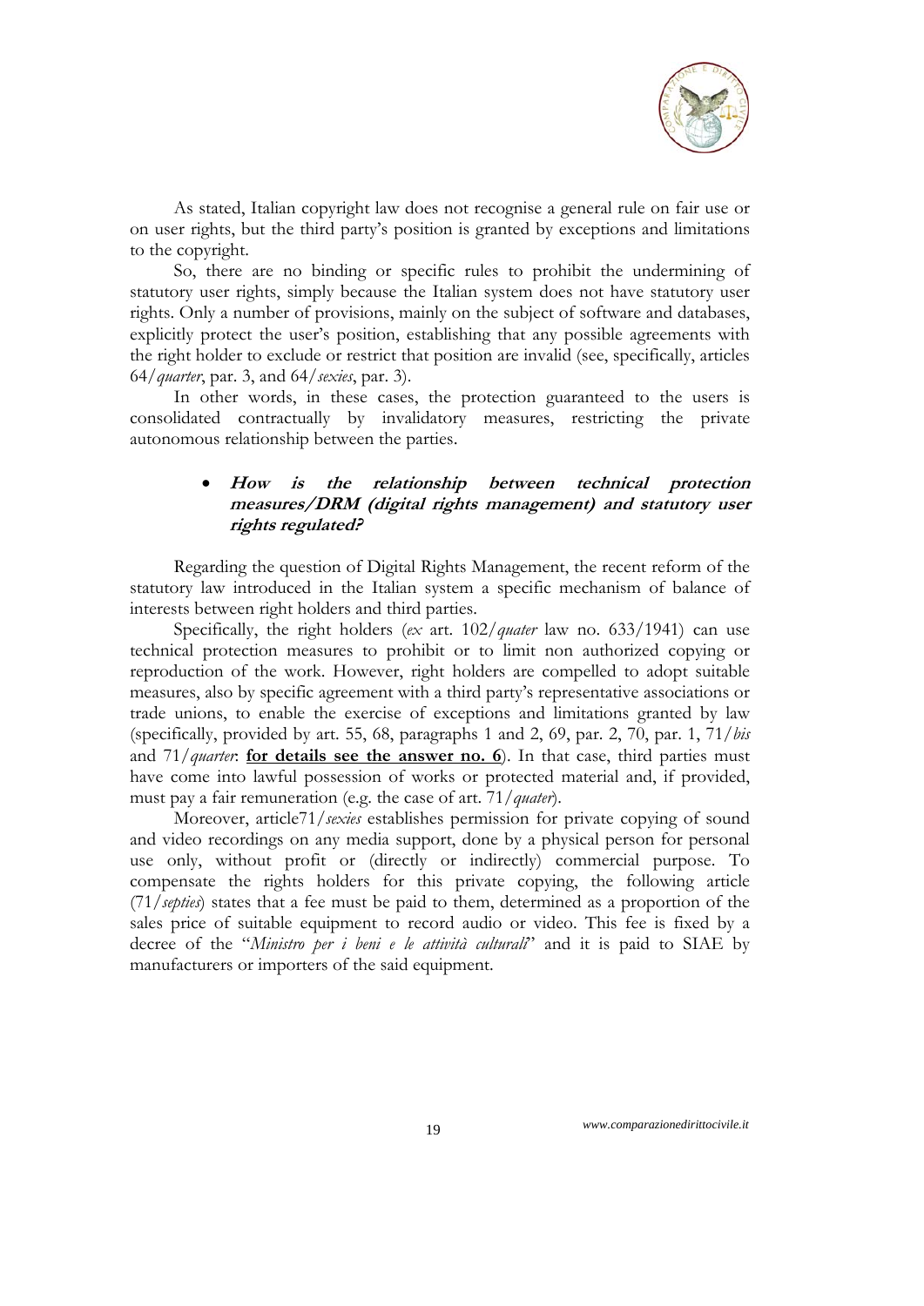As stated, Italian copyright law does not recognise a general rule on fair use or on user rights, but the third party's position is granted by exceptions and limitations to the copyright.

So, there are no binding or specific rules to prohibit the undermining of statutory user rights, simply because the Italian system does not have statutory user rights. Only a number of provisions, mainly on the subject of software and databases, explicitly protect the user's position, establishing that any possible agreements with the right holder to exclude or restrict that position are invalid (see, specifically, articles 64/*quarter*, par. 3, and 64/*sexies*, par. 3).

In other words, in these cases, the protection guaranteed to the users is consolidated contractually by invalidatory measures, restricting the private autonomous relationship between the parties.

- ***How is the relationship between technical protection measures/DRM (digital rights management) and statutory user rights regulated?***

Regarding the question of Digital Rights Management, the recent reform of the statutory law introduced in the Italian system a specific mechanism of balance of interests between right holders and third parties.

Specifically, the right holders (*ex* art. 102/*quater* law no. 633/1941) can use technical protection measures to prohibit or to limit non authorized copying or reproduction of the work. However, right holders are compelled to adopt suitable measures, also by specific agreement with a third party's representative associations or trade unions, to enable the exercise of exceptions and limitations granted by law (specifically, provided by art. 55, 68, paragraphs 1 and 2, 69, par. 2, 70, par. 1, 71/*bis* and 71/*quarter*: **for details see the answer no. 6**). In that case, third parties must have come into lawful possession of works or protected material and, if provided, must pay a fair remuneration (e.g. the case of art. 71/*quater*).

Moreover, article71/*sexies* establishes permission for private copying of sound and video recordings on any media support, done by a physical person for personal use only, without profit or (directly or indirectly) commercial purpose. To compensate the rights holders for this private copying, the following article (71/*septies*) states that a fee must be paid to them, determined as a proportion of the sales price of suitable equipment to record audio or video. This fee is fixed by a decree of the "*Ministro per i beni e le attività culturali*" and it is paid to SIAE by manufacturers or importers of the said equipment.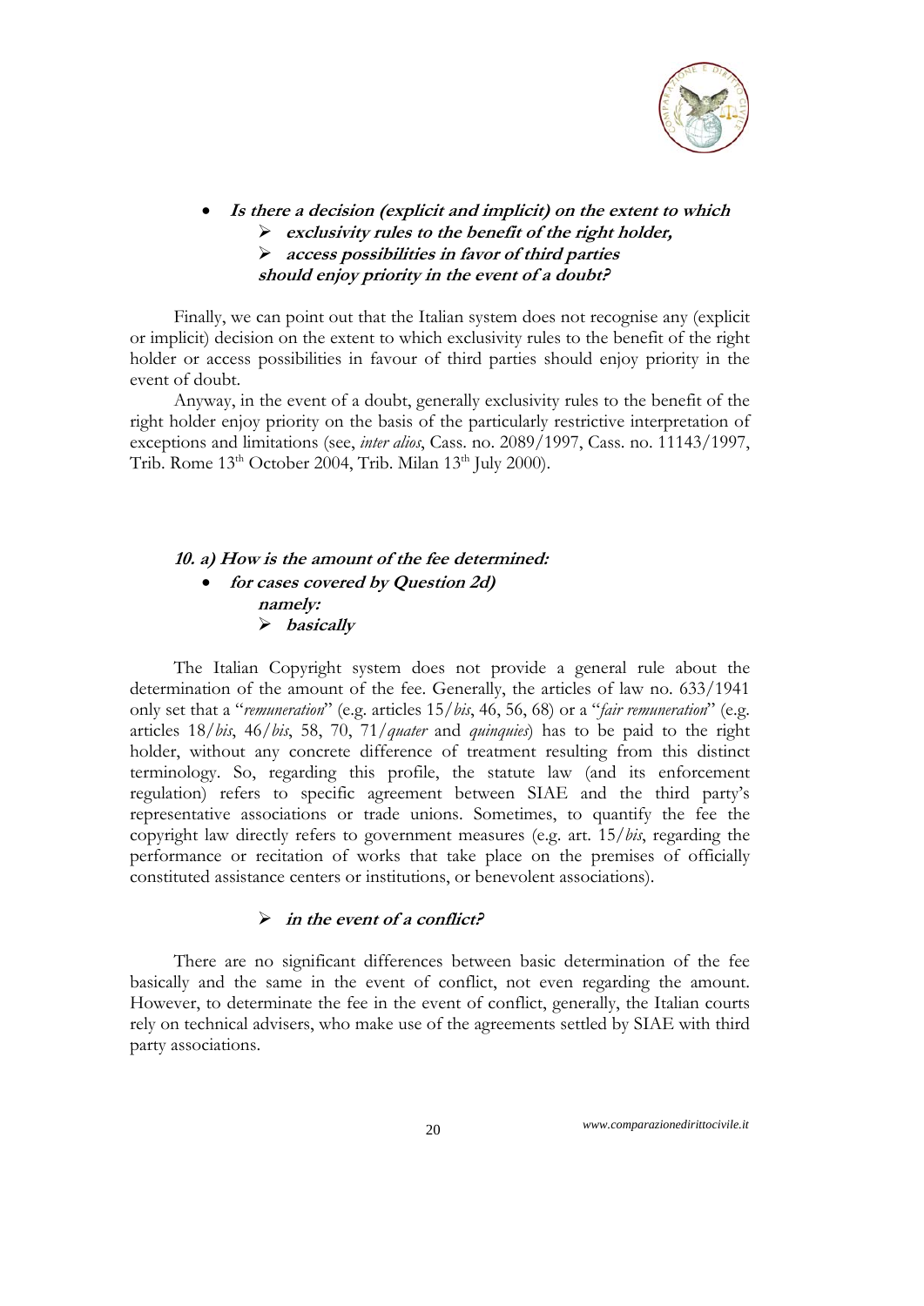- ***Is there a decision (explicit and implicit) on the extent to which***
    - ***exclusivity rules to the benefit of the right holder,***
    - ***access possibilities in favor of third parties***

    ***should enjoy priority in the event of a doubt?***

Finally, we can point out that the Italian system does not recognise any (explicit or implicit) decision on the extent to which exclusivity rules to the benefit of the right holder or access possibilities in favour of third parties should enjoy priority in the event of doubt.

Anyway, in the event of a doubt, generally exclusivity rules to the benefit of the right holder enjoy priority on the basis of the particularly restrictive interpretation of exceptions and limitations (see, *inter alios*, Cass. no. 2089/1997, Cass. no. 11143/1997, Trib. Rome 13th October 2004, Trib. Milan 13th July 2000).

***10. a) How is the amount of the fee determined:***

- ***for cases covered by Question 2d)***

    ***namely:***

    - ***basically***

The Italian Copyright system does not provide a general rule about the determination of the amount of the fee. Generally, the articles of law no. 633/1941 only set that a "*remuneration*" (e.g. articles 15/*bis*, 46, 56, 68) or a "*fair remuneration*" (e.g. articles 18/*bis*, 46/*bis*, 58, 70, 71/*quater* and *quinquies*) has to be paid to the right holder, without any concrete difference of treatment resulting from this distinct terminology. So, regarding this profile, the statute law (and its enforcement regulation) refers to specific agreement between SIAE and the third party's representative associations or trade unions. Sometimes, to quantify the fee the copyright law directly refers to government measures (e.g. art. 15/*bis*, regarding the performance or recitation of works that take place on the premises of officially constituted assistance centers or institutions, or benevolent associations).

- ***in the event of a conflict?***

There are no significant differences between basic determination of the fee basically and the same in the event of conflict, not even regarding the amount. However, to determinate the fee in the event of conflict, generally, the Italian courts rely on technical advisers, who make use of the agreements settled by SIAE with third party associations.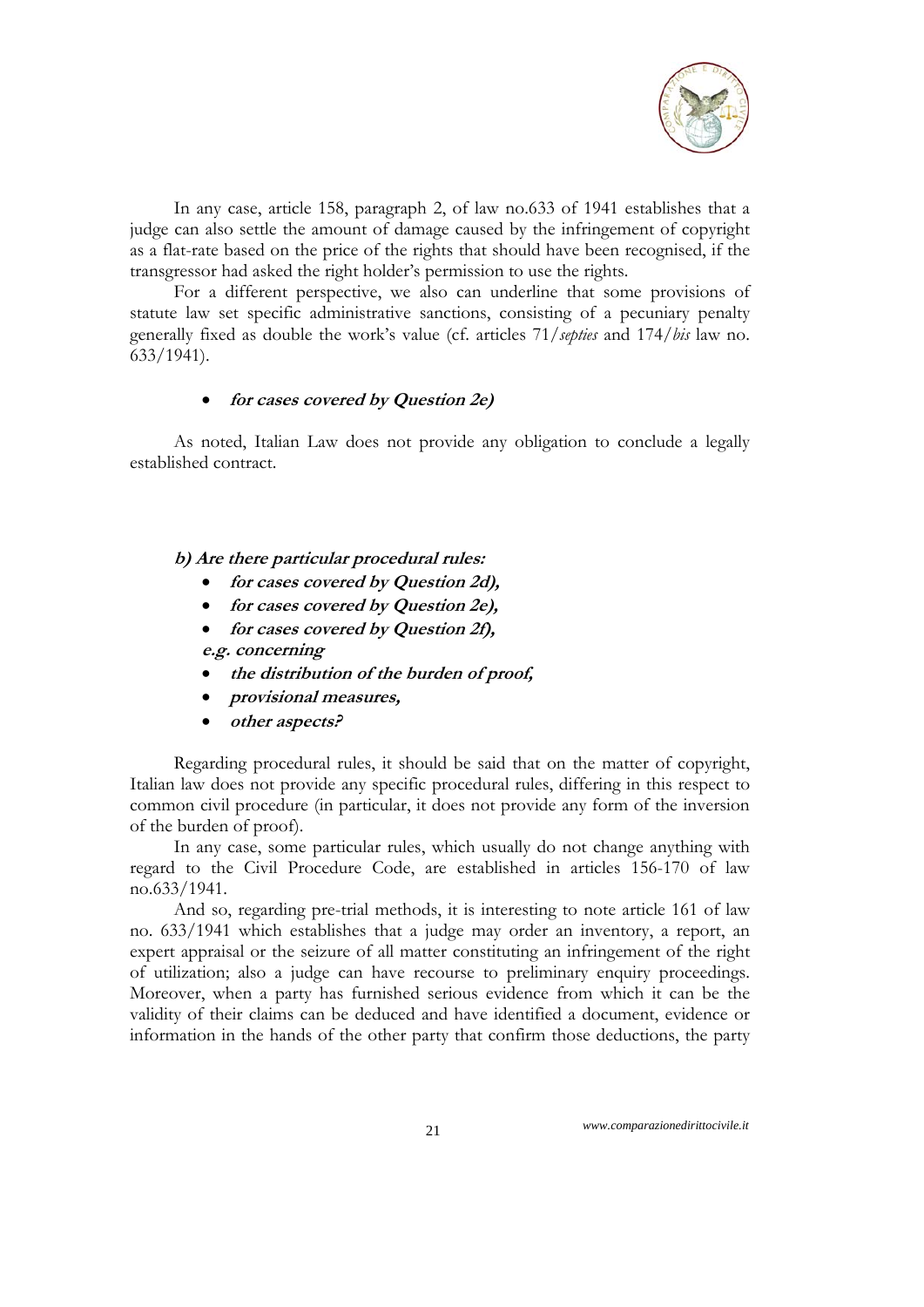In any case, article 158, paragraph 2, of law no.633 of 1941 establishes that a judge can also settle the amount of damage caused by the infringement of copyright as a flat-rate based on the price of the rights that should have been recognised, if the transgressor had asked the right holder's permission to use the rights.

For a different perspective, we also can underline that some provisions of statute law set specific administrative sanctions, consisting of a pecuniary penalty generally fixed as double the work's value (cf. articles 71/*septies* and 174/*bis* law no. 633/1941).

- ***for cases covered by Question 2e)***

As noted, Italian Law does not provide any obligation to conclude a legally established contract.

***b) Are there particular procedural rules:***

- ***for cases covered by Question 2d),***
- ***for cases covered by Question 2e),***
- ***for cases covered by Question 2f),***

***e.g. concerning***

- ***the distribution of the burden of proof,***
- ***provisional measures,***
- ***other aspects?***

Regarding procedural rules, it should be said that on the matter of copyright, Italian law does not provide any specific procedural rules, differing in this respect to common civil procedure (in particular, it does not provide any form of the inversion of the burden of proof).

In any case, some particular rules, which usually do not change anything with regard to the Civil Procedure Code, are established in articles 156-170 of law no.633/1941.

And so, regarding pre-trial methods, it is interesting to note article 161 of law no. 633/1941 which establishes that a judge may order an inventory, a report, an expert appraisal or the seizure of all matter constituting an infringement of the right of utilization; also a judge can have recourse to preliminary enquiry proceedings. Moreover, when a party has furnished serious evidence from which it can be the validity of their claims can be deduced and have identified a document, evidence or information in the hands of the other party that confirm those deductions, the party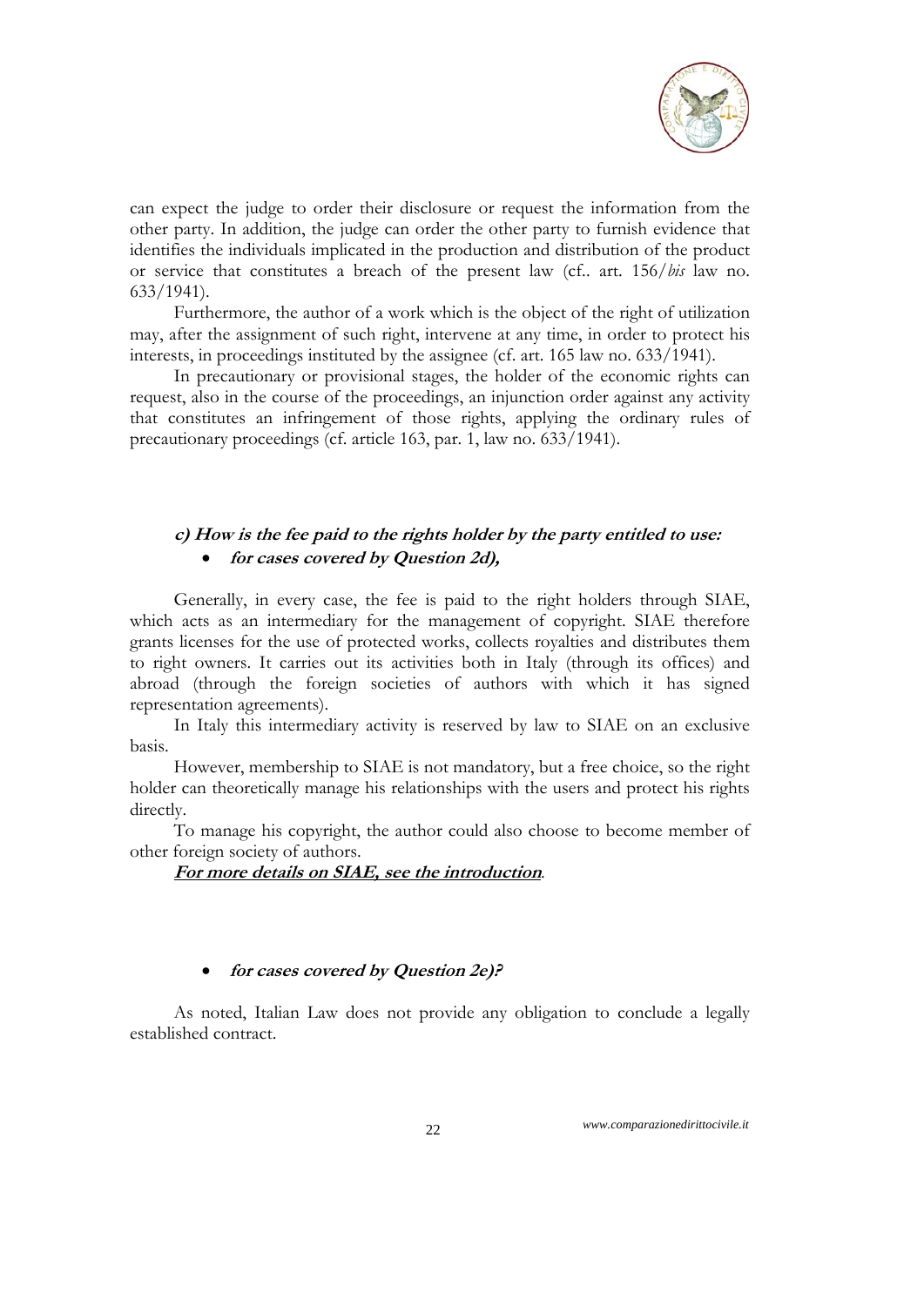can expect the judge to order their disclosure or request the information from the other party. In addition, the judge can order the other party to furnish evidence that identifies the individuals implicated in the production and distribution of the product or service that constitutes a breach of the present law (cf.. art. 156/*bis* law no. 633/1941).

Furthermore, the author of a work which is the object of the right of utilization may, after the assignment of such right, intervene at any time, in order to protect his interests, in proceedings instituted by the assignee (cf. art. 165 law no. 633/1941).

In precautionary or provisional stages, the holder of the economic rights can request, also in the course of the proceedings, an injunction order against any activity that constitutes an infringement of those rights, applying the ordinary rules of precautionary proceedings (cf. article 163, par. 1, law no. 633/1941).

### *c) How is the fee paid to the rights holder by the party entitled to use:*

- ***for cases covered by Question 2d),***

Generally, in every case, the fee is paid to the right holders through SIAE, which acts as an intermediary for the management of copyright. SIAE therefore grants licenses for the use of protected works, collects royalties and distributes them to right owners. It carries out its activities both in Italy (through its offices) and abroad (through the foreign societies of authors with which it has signed representation agreements).

In Italy this intermediary activity is reserved by law to SIAE on an exclusive basis.

However, membership to SIAE is not mandatory, but a free choice, so the right holder can theoretically manage his relationships with the users and protect his rights directly.

To manage his copyright, the author could also choose to become member of other foreign society of authors.

***For more details on SIAE, see the introduction***.

- ***for cases covered by Question 2e)?***

As noted, Italian Law does not provide any obligation to conclude a legally established contract.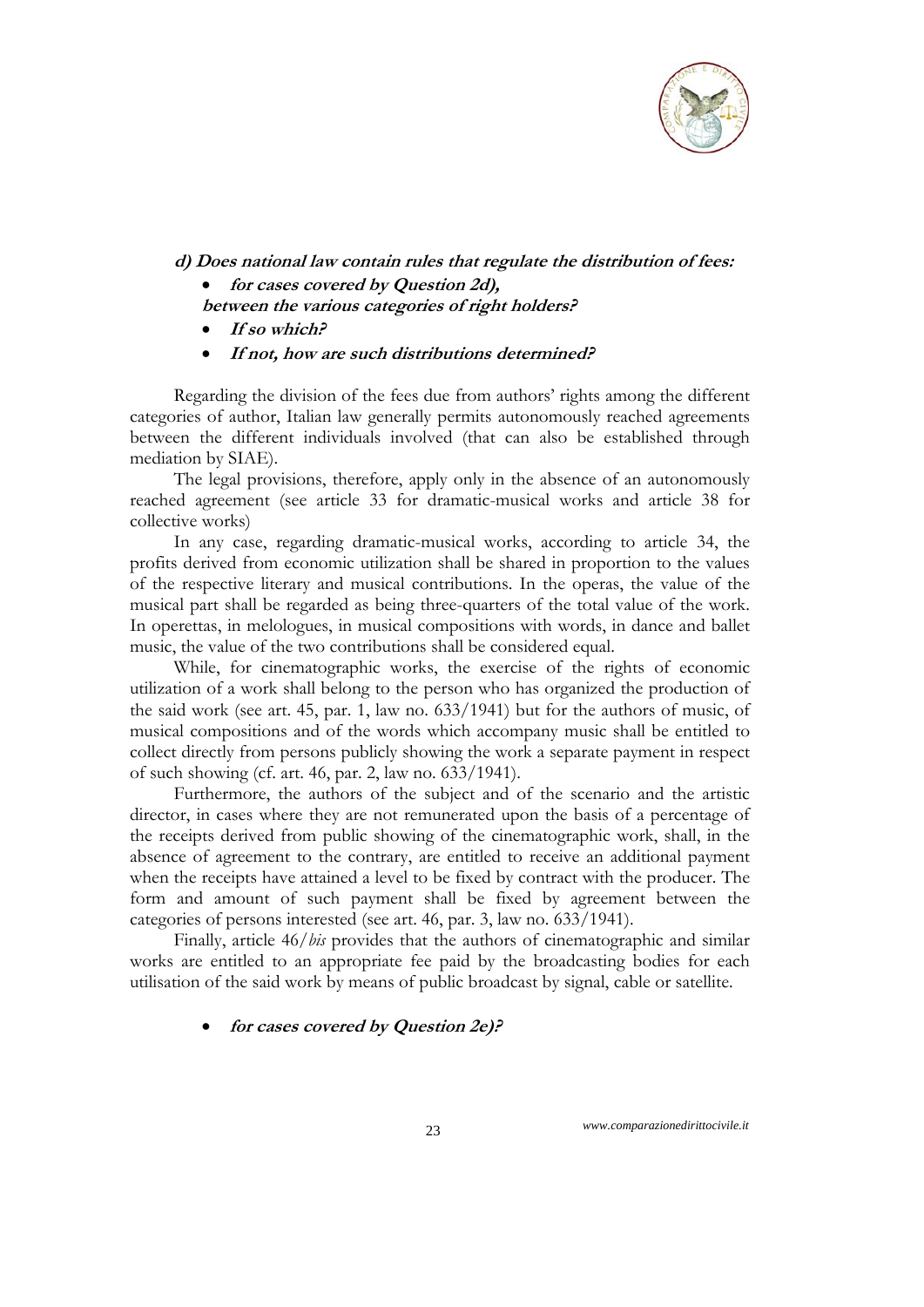***d) Does national law contain rules that regulate the distribution of fees:***

- ***for cases covered by Question 2d),***

***between the various categories of right holders?***

- ***If so which?***
- ***If not, how are such distributions determined?***

Regarding the division of the fees due from authors' rights among the different categories of author, Italian law generally permits autonomously reached agreements between the different individuals involved (that can also be established through mediation by SIAE).

The legal provisions, therefore, apply only in the absence of an autonomously reached agreement (see article 33 for dramatic-musical works and article 38 for collective works)

In any case, regarding dramatic-musical works, according to article 34, the profits derived from economic utilization shall be shared in proportion to the values of the respective literary and musical contributions. In the operas, the value of the musical part shall be regarded as being three-quarters of the total value of the work. In operettas, in melologues, in musical compositions with words, in dance and ballet music, the value of the two contributions shall be considered equal.

While, for cinematographic works, the exercise of the rights of economic utilization of a work shall belong to the person who has organized the production of the said work (see art. 45, par. 1, law no. 633/1941) but for the authors of music, of musical compositions and of the words which accompany music shall be entitled to collect directly from persons publicly showing the work a separate payment in respect of such showing (cf. art. 46, par. 2, law no. 633/1941).

Furthermore, the authors of the subject and of the scenario and the artistic director, in cases where they are not remunerated upon the basis of a percentage of the receipts derived from public showing of the cinematographic work, shall, in the absence of agreement to the contrary, are entitled to receive an additional payment when the receipts have attained a level to be fixed by contract with the producer. The form and amount of such payment shall be fixed by agreement between the categories of persons interested (see art. 46, par. 3, law no. 633/1941).

Finally, article 46/*bis* provides that the authors of cinematographic and similar works are entitled to an appropriate fee paid by the broadcasting bodies for each utilisation of the said work by means of public broadcast by signal, cable or satellite.

- ***for cases covered by Question 2e)?***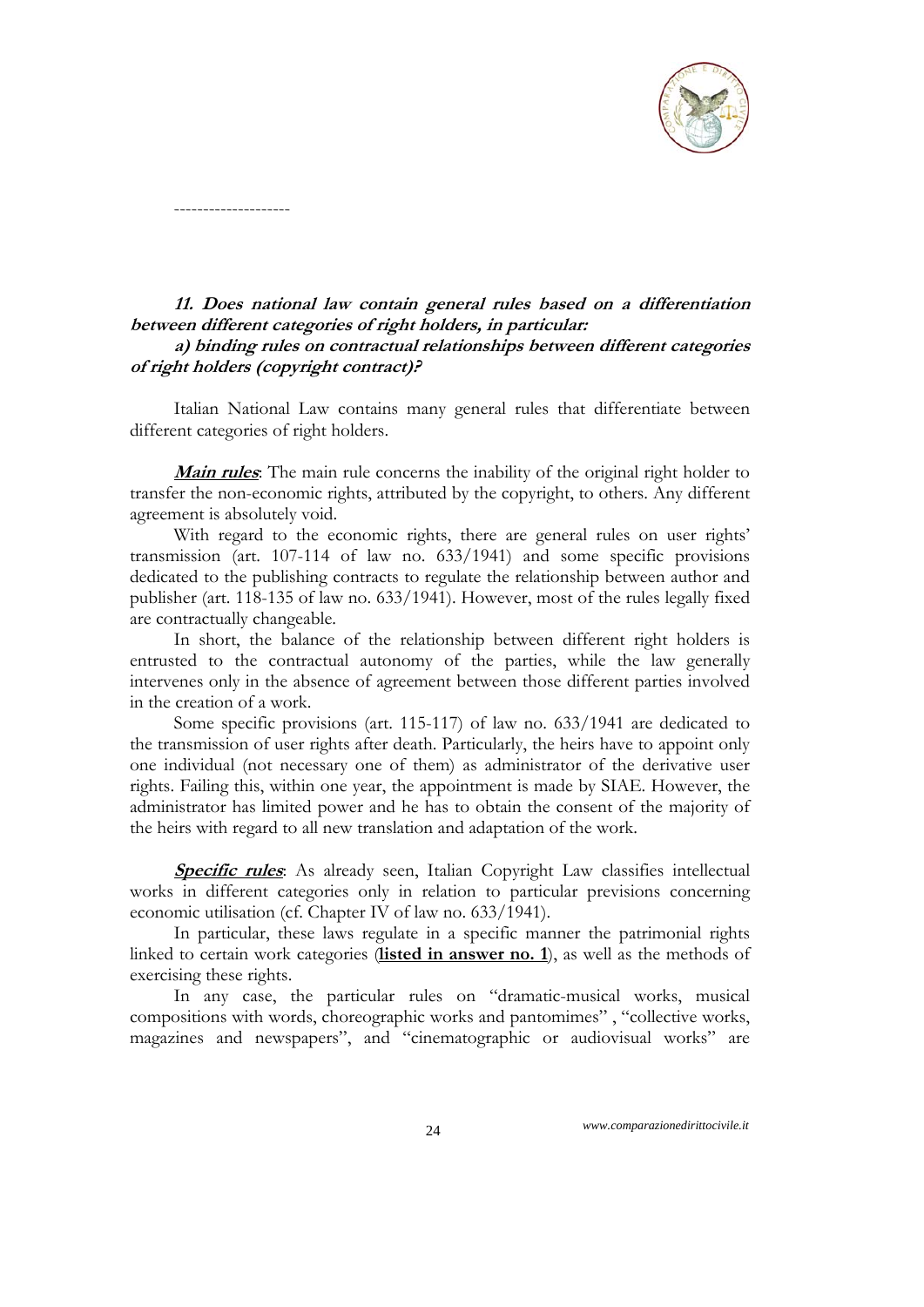--------------------

***11. Does national law contain general rules based on a differentiation between different categories of right holders, in particular:***

***a) binding rules on contractual relationships between different categories of right holders (copyright contract)?***

Italian National Law contains many general rules that differentiate between different categories of right holders.

***Main rules***: The main rule concerns the inability of the original right holder to transfer the non-economic rights, attributed by the copyright, to others. Any different agreement is absolutely void.

With regard to the economic rights, there are general rules on user rights' transmission (art. 107-114 of law no. 633/1941) and some specific provisions dedicated to the publishing contracts to regulate the relationship between author and publisher (art. 118-135 of law no. 633/1941). However, most of the rules legally fixed are contractually changeable.

In short, the balance of the relationship between different right holders is entrusted to the contractual autonomy of the parties, while the law generally intervenes only in the absence of agreement between those different parties involved in the creation of a work.

Some specific provisions (art. 115-117) of law no. 633/1941 are dedicated to the transmission of user rights after death. Particularly, the heirs have to appoint only one individual (not necessary one of them) as administrator of the derivative user rights. Failing this, within one year, the appointment is made by SIAE. However, the administrator has limited power and he has to obtain the consent of the majority of the heirs with regard to all new translation and adaptation of the work.

***Specific rules***: As already seen, Italian Copyright Law classifies intellectual works in different categories only in relation to particular previsions concerning economic utilisation (cf. Chapter IV of law no. 633/1941).

In particular, these laws regulate in a specific manner the patrimonial rights linked to certain work categories (**listed in answer no. 1**), as well as the methods of exercising these rights.

In any case, the particular rules on "dramatic-musical works, musical compositions with words, choreographic works and pantomimes" , "collective works, magazines and newspapers", and "cinematographic or audiovisual works" are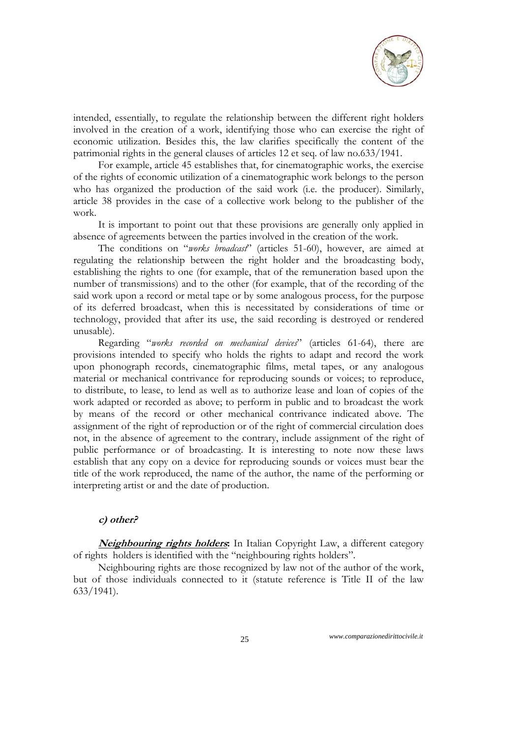intended, essentially, to regulate the relationship between the different right holders involved in the creation of a work, identifying those who can exercise the right of economic utilization. Besides this, the law clarifies specifically the content of the patrimonial rights in the general clauses of articles 12 et seq. of law no.633/1941.

For example, article 45 establishes that, for cinematographic works, the exercise of the rights of economic utilization of a cinematographic work belongs to the person who has organized the production of the said work (i.e. the producer). Similarly, article 38 provides in the case of a collective work belong to the publisher of the work.

It is important to point out that these provisions are generally only applied in absence of agreements between the parties involved in the creation of the work.

The conditions on "*works broadcast*" (articles 51-60), however, are aimed at regulating the relationship between the right holder and the broadcasting body, establishing the rights to one (for example, that of the remuneration based upon the number of transmissions) and to the other (for example, that of the recording of the said work upon a record or metal tape or by some analogous process, for the purpose of its deferred broadcast, when this is necessitated by considerations of time or technology, provided that after its use, the said recording is destroyed or rendered unusable).

Regarding "*works recorded on mechanical devices*" (articles 61-64), there are provisions intended to specify who holds the rights to adapt and record the work upon phonograph records, cinematographic films, metal tapes, or any analogous material or mechanical contrivance for reproducing sounds or voices; to reproduce, to distribute, to lease, to lend as well as to authorize lease and loan of copies of the work adapted or recorded as above; to perform in public and to broadcast the work by means of the record or other mechanical contrivance indicated above. The assignment of the right of reproduction or of the right of commercial circulation does not, in the absence of agreement to the contrary, include assignment of the right of public performance or of broadcasting. It is interesting to note now these laws establish that any copy on a device for reproducing sounds or voices must bear the title of the work reproduced, the name of the author, the name of the performing or interpreting artist or and the date of production.

### *c) other?*

***Neighbouring rights holders*:** In Italian Copyright Law, a different category of rights holders is identified with the "neighbouring rights holders".

Neighbouring rights are those recognized by law not of the author of the work, but of those individuals connected to it (statute reference is Title II of the law 633/1941).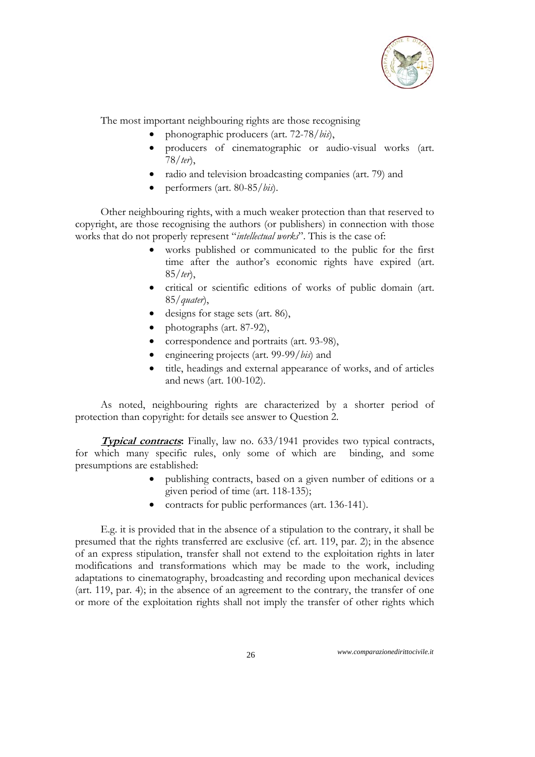The most important neighbouring rights are those recognising

- phonographic producers (art. 72-78/*bis*),
- producers of cinematographic or audio-visual works (art. 78/*ter*),
- radio and television broadcasting companies (art. 79) and
- performers (art. 80-85/*bis*).

Other neighbouring rights, with a much weaker protection than that reserved to copyright, are those recognising the authors (or publishers) in connection with those works that do not properly represent "*intellectual works*". This is the case of:

- works published or communicated to the public for the first time after the author's economic rights have expired (art. 85/*ter*),
- critical or scientific editions of works of public domain (art. 85/*quater*),
- designs for stage sets (art. 86),
- photographs (art. 87-92),
- correspondence and portraits (art. 93-98),
- engineering projects (art. 99-99/*bis*) and
- title, headings and external appearance of works, and of articles and news (art. 100-102).

As noted, neighbouring rights are characterized by a shorter period of protection than copyright: for details see answer to Question 2.

***Typical contracts*:** Finally, law no. 633/1941 provides two typical contracts, for which many specific rules, only some of which are binding, and some presumptions are established:

- publishing contracts, based on a given number of editions or a given period of time (art. 118-135);
- contracts for public performances (art. 136-141).

E.g. it is provided that in the absence of a stipulation to the contrary, it shall be presumed that the rights transferred are exclusive (cf. art. 119, par. 2); in the absence of an express stipulation, transfer shall not extend to the exploitation rights in later modifications and transformations which may be made to the work, including adaptations to cinematography, broadcasting and recording upon mechanical devices (art. 119, par. 4); in the absence of an agreement to the contrary, the transfer of one or more of the exploitation rights shall not imply the transfer of other rights which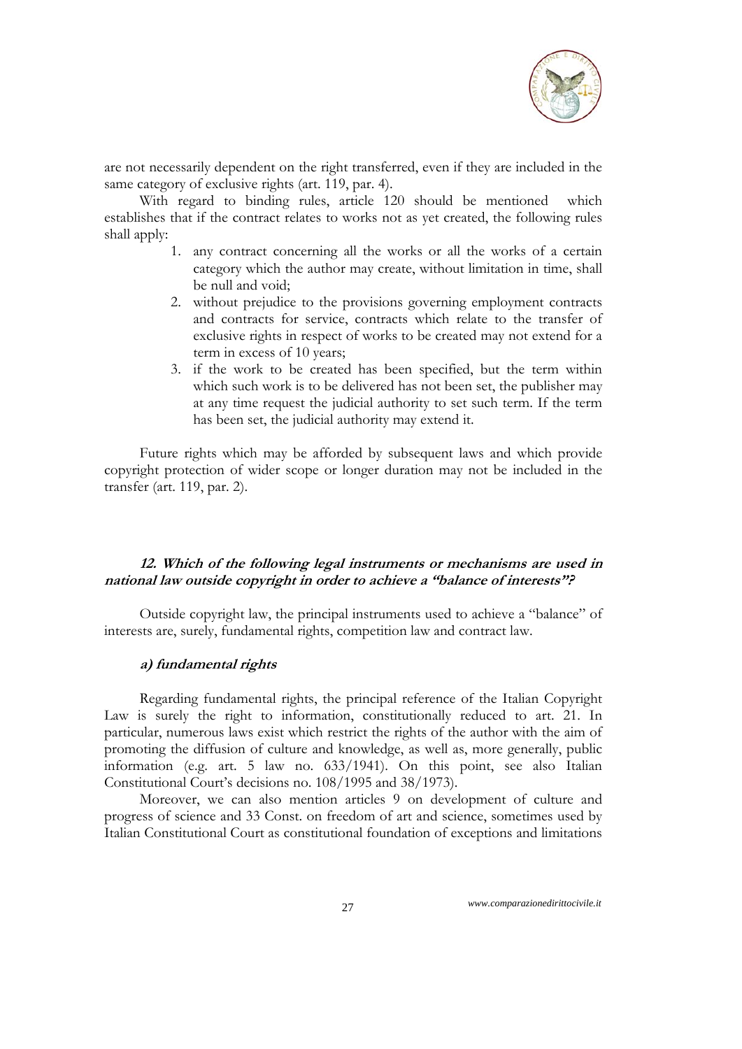are not necessarily dependent on the right transferred, even if they are included in the same category of exclusive rights (art. 119, par. 4).

With regard to binding rules, article 120 should be mentioned which establishes that if the contract relates to works not as yet created, the following rules shall apply:

1. any contract concerning all the works or all the works of a certain category which the author may create, without limitation in time, shall be null and void;
2. without prejudice to the provisions governing employment contracts and contracts for service, contracts which relate to the transfer of exclusive rights in respect of works to be created may not extend for a term in excess of 10 years;
3. if the work to be created has been specified, but the term within which such work is to be delivered has not been set, the publisher may at any time request the judicial authority to set such term. If the term has been set, the judicial authority may extend it.

Future rights which may be afforded by subsequent laws and which provide copyright protection of wider scope or longer duration may not be included in the transfer (art. 119, par. 2).

### *12. Which of the following legal instruments or mechanisms are used in national law outside copyright in order to achieve a "balance of interests"?*

Outside copyright law, the principal instruments used to achieve a "balance" of interests are, surely, fundamental rights, competition law and contract law.

#### *a) fundamental rights*

Regarding fundamental rights, the principal reference of the Italian Copyright Law is surely the right to information, constitutionally reduced to art. 21. In particular, numerous laws exist which restrict the rights of the author with the aim of promoting the diffusion of culture and knowledge, as well as, more generally, public information (e.g. art. 5 law no. 633/1941). On this point, see also Italian Constitutional Court's decisions no. 108/1995 and 38/1973).

Moreover, we can also mention articles 9 on development of culture and progress of science and 33 Const. on freedom of art and science, sometimes used by Italian Constitutional Court as constitutional foundation of exceptions and limitations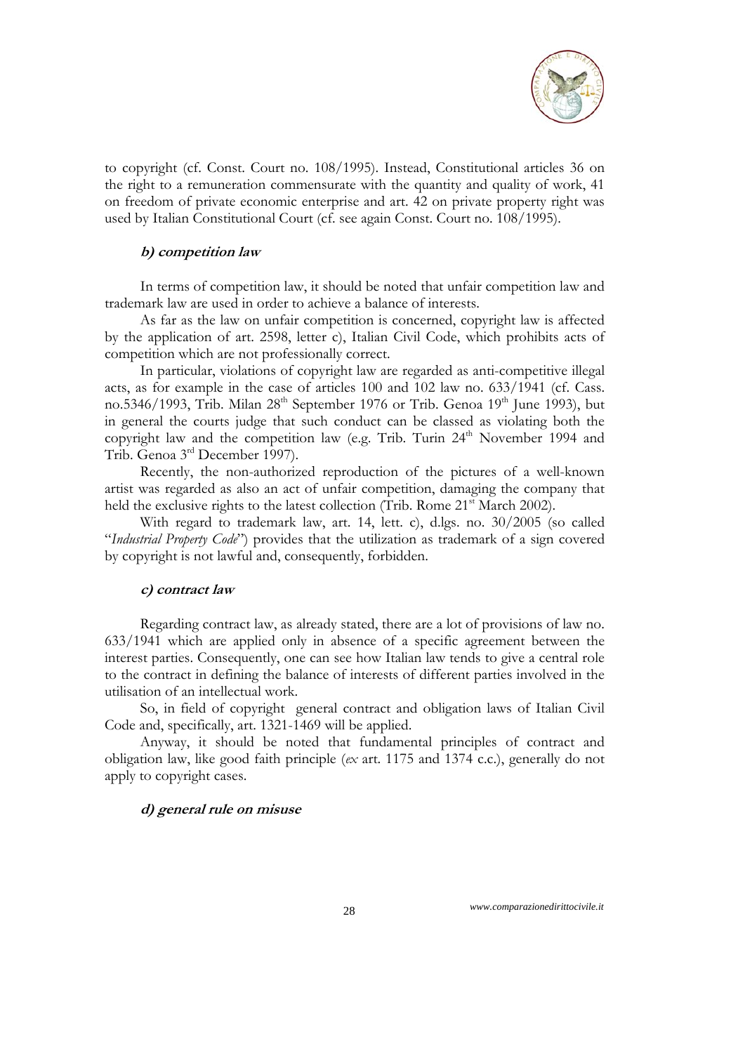to copyright (cf. Const. Court no. 108/1995). Instead, Constitutional articles 36 on the right to a remuneration commensurate with the quantity and quality of work, 41 on freedom of private economic enterprise and art. 42 on private property right was used by Italian Constitutional Court (cf. see again Const. Court no. 108/1995).

### *b) competition law*

In terms of competition law, it should be noted that unfair competition law and trademark law are used in order to achieve a balance of interests.

As far as the law on unfair competition is concerned, copyright law is affected by the application of art. 2598, letter c), Italian Civil Code, which prohibits acts of competition which are not professionally correct.

In particular, violations of copyright law are regarded as anti-competitive illegal acts, as for example in the case of articles 100 and 102 law no. 633/1941 (cf. Cass. no.5346/1993, Trib. Milan 28th September 1976 or Trib. Genoa 19th June 1993), but in general the courts judge that such conduct can be classed as violating both the copyright law and the competition law (e.g. Trib. Turin 24th November 1994 and Trib. Genoa 3rd December 1997).

Recently, the non-authorized reproduction of the pictures of a well-known artist was regarded as also an act of unfair competition, damaging the company that held the exclusive rights to the latest collection (Trib. Rome 21st March 2002).

With regard to trademark law, art. 14, lett. c), d.lgs. no. 30/2005 (so called "*Industrial Property Code*") provides that the utilization as trademark of a sign covered by copyright is not lawful and, consequently, forbidden.

### *c) contract law*

Regarding contract law, as already stated, there are a lot of provisions of law no. 633/1941 which are applied only in absence of a specific agreement between the interest parties. Consequently, one can see how Italian law tends to give a central role to the contract in defining the balance of interests of different parties involved in the utilisation of an intellectual work.

So, in field of copyright general contract and obligation laws of Italian Civil Code and, specifically, art. 1321-1469 will be applied.

Anyway, it should be noted that fundamental principles of contract and obligation law, like good faith principle (*ex* art. 1175 and 1374 c.c.), generally do not apply to copyright cases.

### *d) general rule on misuse*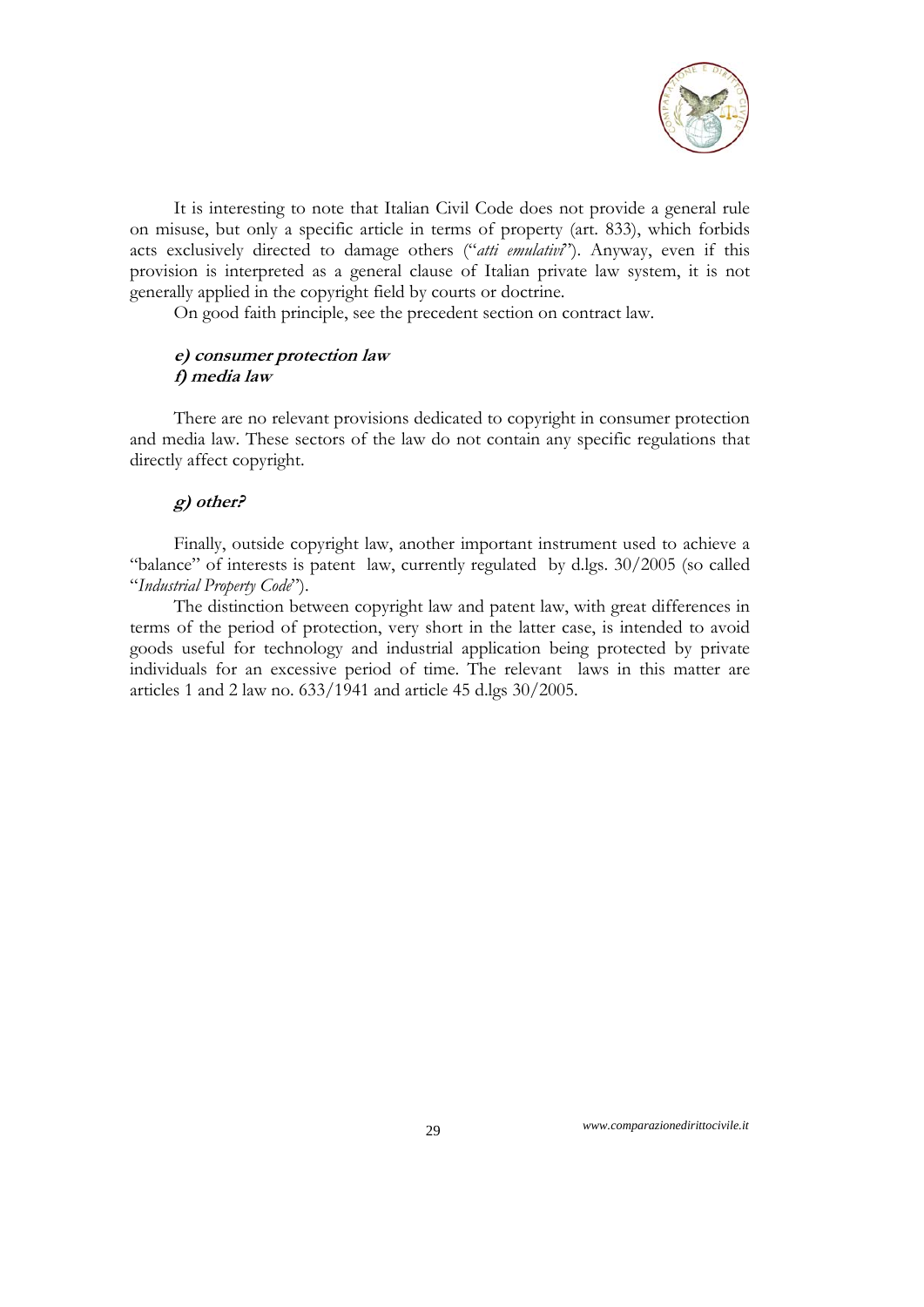It is interesting to note that Italian Civil Code does not provide a general rule on misuse, but only a specific article in terms of property (art. 833), which forbids acts exclusively directed to damage others ("*atti emulativi*"). Anyway, even if this provision is interpreted as a general clause of Italian private law system, it is not generally applied in the copyright field by courts or doctrine.

On good faith principle, see the precedent section on contract law.

***e) consumer protection law***
***f) media law***

There are no relevant provisions dedicated to copyright in consumer protection and media law. These sectors of the law do not contain any specific regulations that directly affect copyright.

***g) other?***

Finally, outside copyright law, another important instrument used to achieve a "balance" of interests is patent law, currently regulated by d.lgs. 30/2005 (so called "*Industrial Property Code*").

The distinction between copyright law and patent law, with great differences in terms of the period of protection, very short in the latter case, is intended to avoid goods useful for technology and industrial application being protected by private individuals for an excessive period of time. The relevant laws in this matter are articles 1 and 2 law no. 633/1941 and article 45 d.lgs 30/2005.